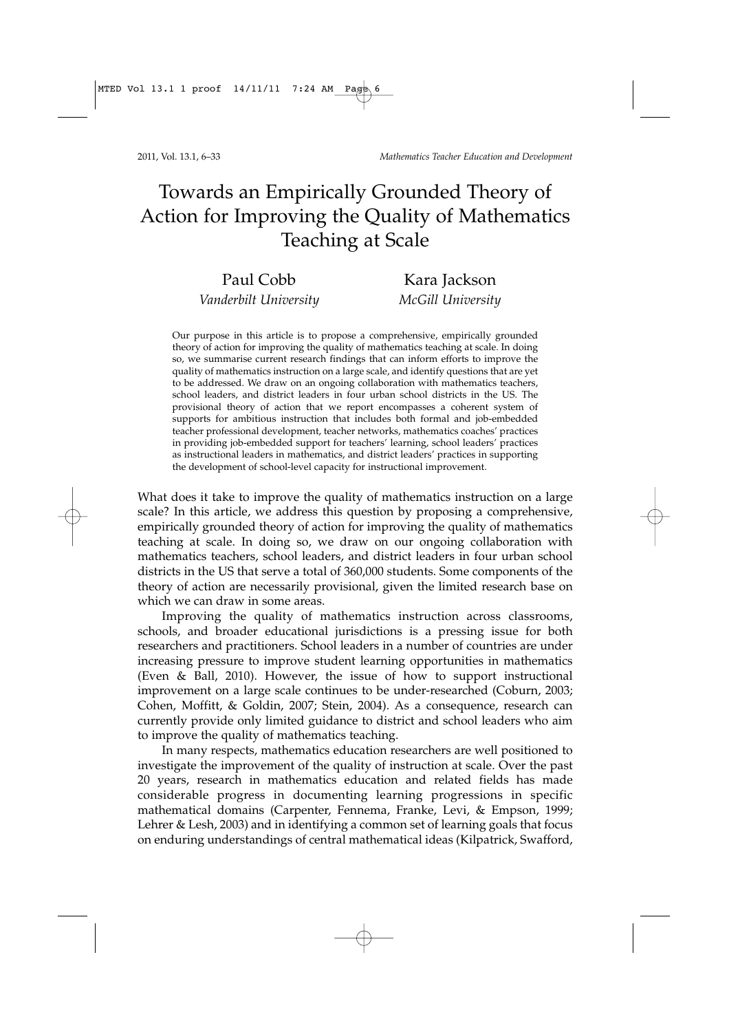# Towards an Empirically Grounded Theory of Action for Improving the Quality of Mathematics Teaching at Scale

Paul Cobb
*Vanderbilt University*

Kara Jackson
*McGill University*

Our purpose in this article is to propose a comprehensive, empirically grounded theory of action for improving the quality of mathematics teaching at scale. In doing so, we summarise current research findings that can inform efforts to improve the quality of mathematics instruction on a large scale, and identify questions that are yet to be addressed. We draw on an ongoing collaboration with mathematics teachers, school leaders, and district leaders in four urban school districts in the US. The provisional theory of action that we report encompasses a coherent system of supports for ambitious instruction that includes both formal and job-embedded teacher professional development, teacher networks, mathematics coaches' practices in providing job-embedded support for teachers' learning, school leaders' practices as instructional leaders in mathematics, and district leaders' practices in supporting the development of school-level capacity for instructional improvement.

What does it take to improve the quality of mathematics instruction on a large scale? In this article, we address this question by proposing a comprehensive, empirically grounded theory of action for improving the quality of mathematics teaching at scale. In doing so, we draw on our ongoing collaboration with mathematics teachers, school leaders, and district leaders in four urban school districts in the US that serve a total of 360,000 students. Some components of the theory of action are necessarily provisional, given the limited research base on which we can draw in some areas.

Improving the quality of mathematics instruction across classrooms, schools, and broader educational jurisdictions is a pressing issue for both researchers and practitioners. School leaders in a number of countries are under increasing pressure to improve student learning opportunities in mathematics (Even & Ball, 2010). However, the issue of how to support instructional improvement on a large scale continues to be under-researched (Coburn, 2003; Cohen, Moffitt, & Goldin, 2007; Stein, 2004). As a consequence, research can currently provide only limited guidance to district and school leaders who aim to improve the quality of mathematics teaching.

In many respects, mathematics education researchers are well positioned to investigate the improvement of the quality of instruction at scale. Over the past 20 years, research in mathematics education and related fields has made considerable progress in documenting learning progressions in specific mathematical domains (Carpenter, Fennema, Franke, Levi, & Empson, 1999; Lehrer & Lesh, 2003) and in identifying a common set of learning goals that focus on enduring understandings of central mathematical ideas (Kilpatrick, Swafford,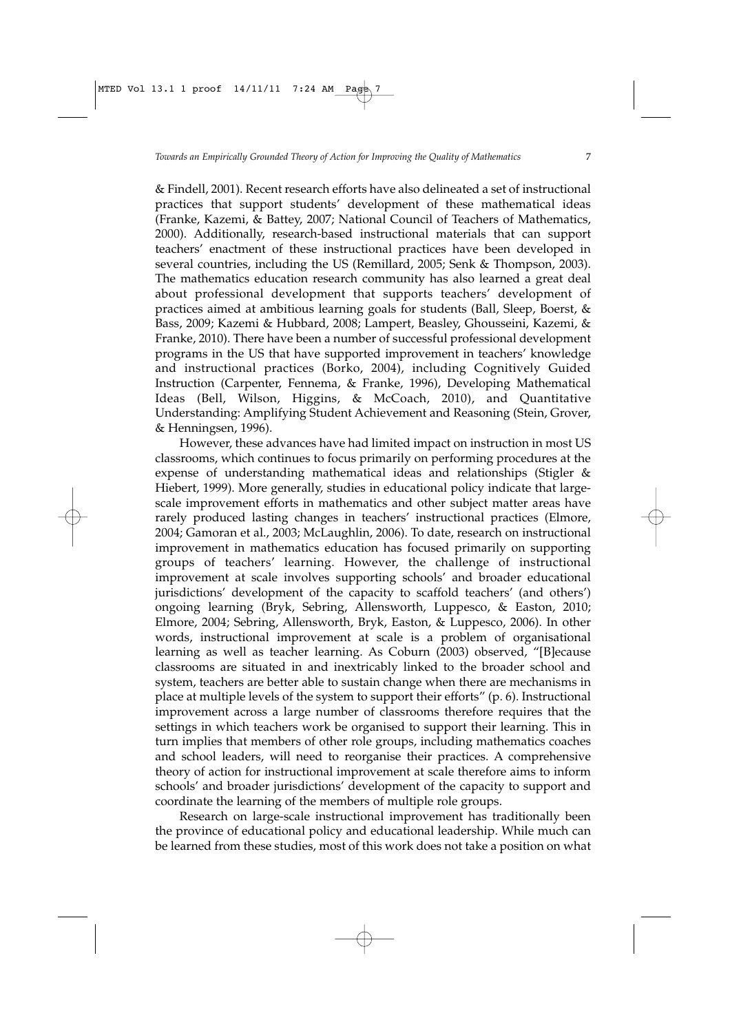& Findell, 2001). Recent research efforts have also delineated a set of instructional practices that support students' development of these mathematical ideas (Franke, Kazemi, & Battey, 2007; National Council of Teachers of Mathematics, 2000). Additionally, research-based instructional materials that can support teachers' enactment of these instructional practices have been developed in several countries, including the US (Remillard, 2005; Senk & Thompson, 2003). The mathematics education research community has also learned a great deal about professional development that supports teachers' development of practices aimed at ambitious learning goals for students (Ball, Sleep, Boerst, & Bass, 2009; Kazemi & Hubbard, 2008; Lampert, Beasley, Ghousseini, Kazemi, & Franke, 2010). There have been a number of successful professional development programs in the US that have supported improvement in teachers' knowledge and instructional practices (Borko, 2004), including Cognitively Guided Instruction (Carpenter, Fennema, & Franke, 1996), Developing Mathematical Ideas (Bell, Wilson, Higgins, & McCoach, 2010), and Quantitative Understanding: Amplifying Student Achievement and Reasoning (Stein, Grover, & Henningsen, 1996).

However, these advances have had limited impact on instruction in most US classrooms, which continues to focus primarily on performing procedures at the expense of understanding mathematical ideas and relationships (Stigler & Hiebert, 1999). More generally, studies in educational policy indicate that large-scale improvement efforts in mathematics and other subject matter areas have rarely produced lasting changes in teachers' instructional practices (Elmore, 2004; Gamoran et al., 2003; McLaughlin, 2006). To date, research on instructional improvement in mathematics education has focused primarily on supporting groups of teachers' learning. However, the challenge of instructional improvement at scale involves supporting schools' and broader educational jurisdictions' development of the capacity to scaffold teachers' (and others') ongoing learning (Bryk, Sebring, Allensworth, Luppesco, & Easton, 2010; Elmore, 2004; Sebring, Allensworth, Bryk, Easton, & Luppesco, 2006). In other words, instructional improvement at scale is a problem of organisational learning as well as teacher learning. As Coburn (2003) observed, "[B]ecause classrooms are situated in and inextricably linked to the broader school and system, teachers are better able to sustain change when there are mechanisms in place at multiple levels of the system to support their efforts" (p. 6). Instructional improvement across a large number of classrooms therefore requires that the settings in which teachers work be organised to support their learning. This in turn implies that members of other role groups, including mathematics coaches and school leaders, will need to reorganise their practices. A comprehensive theory of action for instructional improvement at scale therefore aims to inform schools' and broader jurisdictions' development of the capacity to support and coordinate the learning of the members of multiple role groups.

Research on large-scale instructional improvement has traditionally been the province of educational policy and educational leadership. While much can be learned from these studies, most of this work does not take a position on what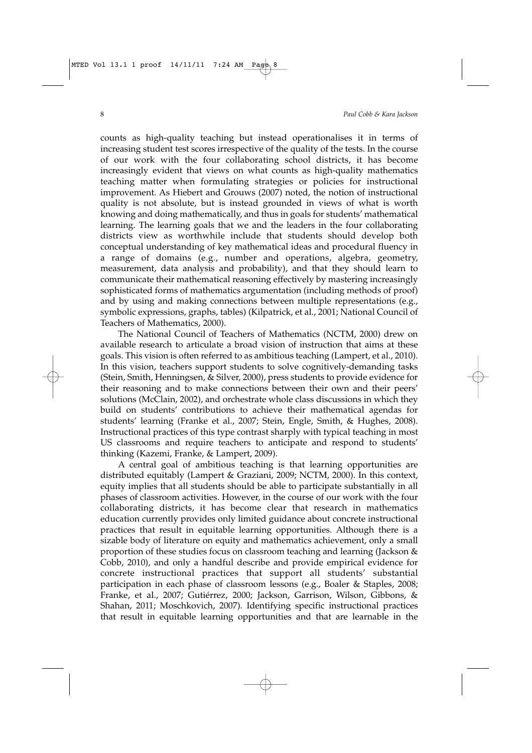counts as high-quality teaching but instead operationalises it in terms of increasing student test scores irrespective of the quality of the tests. In the course of our work with the four collaborating school districts, it has become increasingly evident that views on what counts as high-quality mathematics teaching matter when formulating strategies or policies for instructional improvement. As Hiebert and Grouws (2007) noted, the notion of instructional quality is not absolute, but is instead grounded in views of what is worth knowing and doing mathematically, and thus in goals for students' mathematical learning. The learning goals that we and the leaders in the four collaborating districts view as worthwhile include that students should develop both conceptual understanding of key mathematical ideas and procedural fluency in a range of domains (e.g., number and operations, algebra, geometry, measurement, data analysis and probability), and that they should learn to communicate their mathematical reasoning effectively by mastering increasingly sophisticated forms of mathematics argumentation (including methods of proof) and by using and making connections between multiple representations (e.g., symbolic expressions, graphs, tables) (Kilpatrick, et al., 2001; National Council of Teachers of Mathematics, 2000).

The National Council of Teachers of Mathematics (NCTM, 2000) drew on available research to articulate a broad vision of instruction that aims at these goals. This vision is often referred to as ambitious teaching (Lampert, et al., 2010). In this vision, teachers support students to solve cognitively-demanding tasks (Stein, Smith, Henningsen, & Silver, 2000), press students to provide evidence for their reasoning and to make connections between their own and their peers' solutions (McClain, 2002), and orchestrate whole class discussions in which they build on students' contributions to achieve their mathematical agendas for students' learning (Franke et al., 2007; Stein, Engle, Smith, & Hughes, 2008). Instructional practices of this type contrast sharply with typical teaching in most US classrooms and require teachers to anticipate and respond to students' thinking (Kazemi, Franke, & Lampert, 2009).

A central goal of ambitious teaching is that learning opportunities are distributed equitably (Lampert & Graziani, 2009; NCTM, 2000). In this context, equity implies that all students should be able to participate substantially in all phases of classroom activities. However, in the course of our work with the four collaborating districts, it has become clear that research in mathematics education currently provides only limited guidance about concrete instructional practices that result in equitable learning opportunities. Although there is a sizable body of literature on equity and mathematics achievement, only a small proportion of these studies focus on classroom teaching and learning (Jackson & Cobb, 2010), and only a handful describe and provide empirical evidence for concrete instructional practices that support all students' substantial participation in each phase of classroom lessons (e.g., Boaler & Staples, 2008; Franke, et al., 2007; Gutiérrez, 2000; Jackson, Garrison, Wilson, Gibbons, & Shahan, 2011; Moschkovich, 2007). Identifying specific instructional practices that result in equitable learning opportunities and that are learnable in the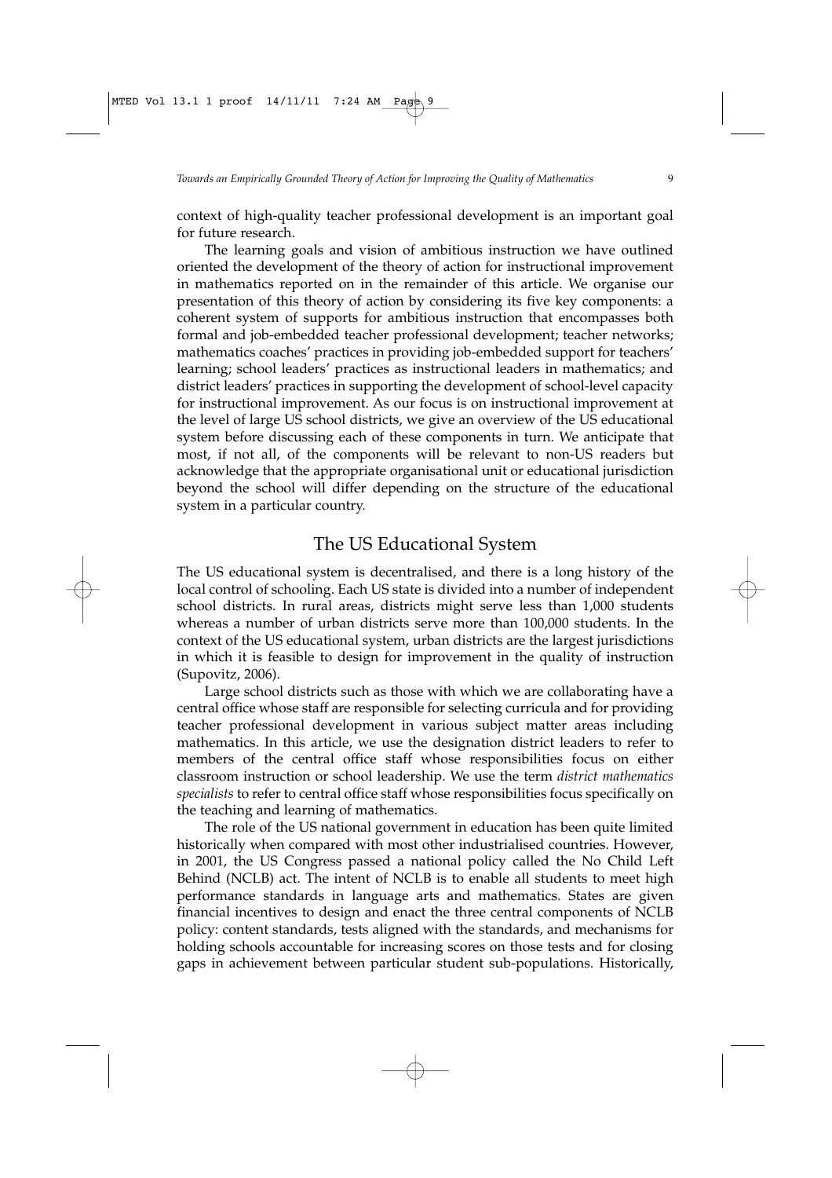context of high-quality teacher professional development is an important goal for future research.

The learning goals and vision of ambitious instruction we have outlined oriented the development of the theory of action for instructional improvement in mathematics reported on in the remainder of this article. We organise our presentation of this theory of action by considering its five key components: a coherent system of supports for ambitious instruction that encompasses both formal and job-embedded teacher professional development; teacher networks; mathematics coaches' practices in providing job-embedded support for teachers' learning; school leaders' practices as instructional leaders in mathematics; and district leaders' practices in supporting the development of school-level capacity for instructional improvement. As our focus is on instructional improvement at the level of large US school districts, we give an overview of the US educational system before discussing each of these components in turn. We anticipate that most, if not all, of the components will be relevant to non-US readers but acknowledge that the appropriate organisational unit or educational jurisdiction beyond the school will differ depending on the structure of the educational system in a particular country.

## The US Educational System

The US educational system is decentralised, and there is a long history of the local control of schooling. Each US state is divided into a number of independent school districts. In rural areas, districts might serve less than 1,000 students whereas a number of urban districts serve more than 100,000 students. In the context of the US educational system, urban districts are the largest jurisdictions in which it is feasible to design for improvement in the quality of instruction (Supovitz, 2006).

Large school districts such as those with which we are collaborating have a central office whose staff are responsible for selecting curricula and for providing teacher professional development in various subject matter areas including mathematics. In this article, we use the designation district leaders to refer to members of the central office staff whose responsibilities focus on either classroom instruction or school leadership. We use the term *district mathematics specialists* to refer to central office staff whose responsibilities focus specifically on the teaching and learning of mathematics.

The role of the US national government in education has been quite limited historically when compared with most other industrialised countries. However, in 2001, the US Congress passed a national policy called the No Child Left Behind (NCLB) act. The intent of NCLB is to enable all students to meet high performance standards in language arts and mathematics. States are given financial incentives to design and enact the three central components of NCLB policy: content standards, tests aligned with the standards, and mechanisms for holding schools accountable for increasing scores on those tests and for closing gaps in achievement between particular student sub-populations. Historically,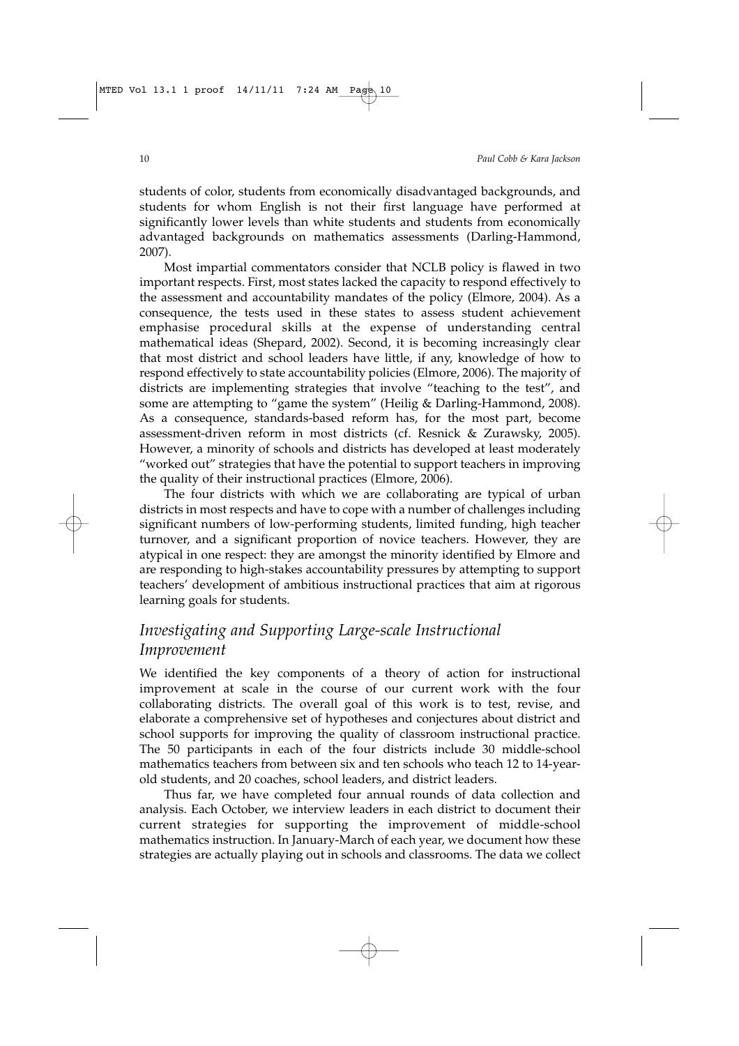students of color, students from economically disadvantaged backgrounds, and students for whom English is not their first language have performed at significantly lower levels than white students and students from economically advantaged backgrounds on mathematics assessments (Darling-Hammond, 2007).

Most impartial commentators consider that NCLB policy is flawed in two important respects. First, most states lacked the capacity to respond effectively to the assessment and accountability mandates of the policy (Elmore, 2004). As a consequence, the tests used in these states to assess student achievement emphasise procedural skills at the expense of understanding central mathematical ideas (Shepard, 2002). Second, it is becoming increasingly clear that most district and school leaders have little, if any, knowledge of how to respond effectively to state accountability policies (Elmore, 2006). The majority of districts are implementing strategies that involve "teaching to the test", and some are attempting to "game the system" (Heilig & Darling-Hammond, 2008). As a consequence, standards-based reform has, for the most part, become assessment-driven reform in most districts (cf. Resnick & Zurawsky, 2005). However, a minority of schools and districts has developed at least moderately "worked out" strategies that have the potential to support teachers in improving the quality of their instructional practices (Elmore, 2006).

The four districts with which we are collaborating are typical of urban districts in most respects and have to cope with a number of challenges including significant numbers of low-performing students, limited funding, high teacher turnover, and a significant proportion of novice teachers. However, they are atypical in one respect: they are amongst the minority identified by Elmore and are responding to high-stakes accountability pressures by attempting to support teachers' development of ambitious instructional practices that aim at rigorous learning goals for students.

## *Investigating and Supporting Large-scale Instructional Improvement*

We identified the key components of a theory of action for instructional improvement at scale in the course of our current work with the four collaborating districts. The overall goal of this work is to test, revise, and elaborate a comprehensive set of hypotheses and conjectures about district and school supports for improving the quality of classroom instructional practice. The 50 participants in each of the four districts include 30 middle-school mathematics teachers from between six and ten schools who teach 12 to 14-year-old students, and 20 coaches, school leaders, and district leaders.

Thus far, we have completed four annual rounds of data collection and analysis. Each October, we interview leaders in each district to document their current strategies for supporting the improvement of middle-school mathematics instruction. In January-March of each year, we document how these strategies are actually playing out in schools and classrooms. The data we collect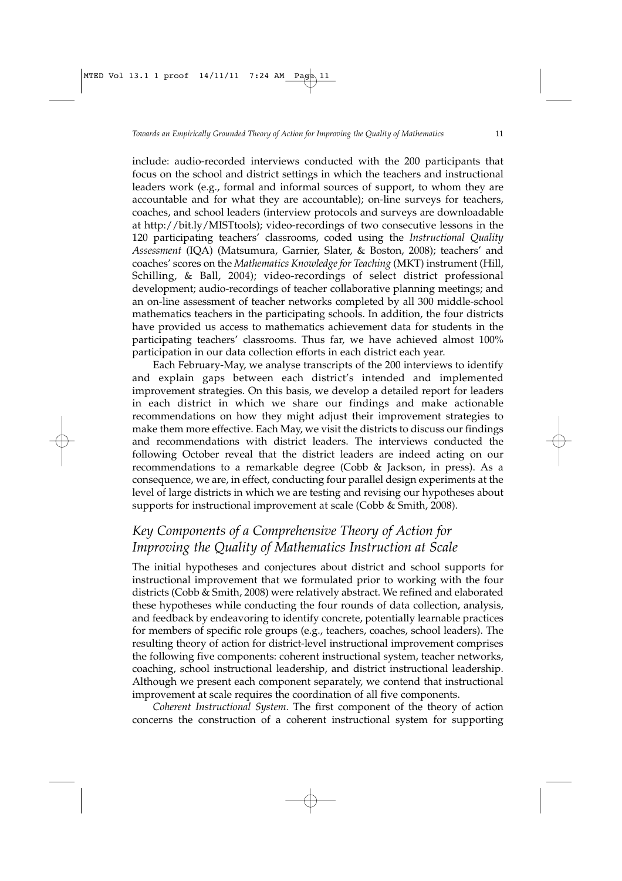include: audio-recorded interviews conducted with the 200 participants that focus on the school and district settings in which the teachers and instructional leaders work (e.g., formal and informal sources of support, to whom they are accountable and for what they are accountable); on-line surveys for teachers, coaches, and school leaders (interview protocols and surveys are downloadable at http://bit.ly/MISTtools); video-recordings of two consecutive lessons in the 120 participating teachers' classrooms, coded using the *Instructional Quality Assessment* (IQA) (Matsumura, Garnier, Slater, & Boston, 2008); teachers' and coaches' scores on the *Mathematics Knowledge for Teaching* (MKT) instrument (Hill, Schilling, & Ball, 2004); video-recordings of select district professional development; audio-recordings of teacher collaborative planning meetings; and an on-line assessment of teacher networks completed by all 300 middle-school mathematics teachers in the participating schools. In addition, the four districts have provided us access to mathematics achievement data for students in the participating teachers' classrooms. Thus far, we have achieved almost 100% participation in our data collection efforts in each district each year.

Each February-May, we analyse transcripts of the 200 interviews to identify and explain gaps between each district's intended and implemented improvement strategies. On this basis, we develop a detailed report for leaders in each district in which we share our findings and make actionable recommendations on how they might adjust their improvement strategies to make them more effective. Each May, we visit the districts to discuss our findings and recommendations with district leaders. The interviews conducted the following October reveal that the district leaders are indeed acting on our recommendations to a remarkable degree (Cobb & Jackson, in press). As a consequence, we are, in effect, conducting four parallel design experiments at the level of large districts in which we are testing and revising our hypotheses about supports for instructional improvement at scale (Cobb & Smith, 2008).

## *Key Components of a Comprehensive Theory of Action for Improving the Quality of Mathematics Instruction at Scale*

The initial hypotheses and conjectures about district and school supports for instructional improvement that we formulated prior to working with the four districts (Cobb & Smith, 2008) were relatively abstract. We refined and elaborated these hypotheses while conducting the four rounds of data collection, analysis, and feedback by endeavoring to identify concrete, potentially learnable practices for members of specific role groups (e.g., teachers, coaches, school leaders). The resulting theory of action for district-level instructional improvement comprises the following five components: coherent instructional system, teacher networks, coaching, school instructional leadership, and district instructional leadership. Although we present each component separately, we contend that instructional improvement at scale requires the coordination of all five components.

*Coherent Instructional System.* The first component of the theory of action concerns the construction of a coherent instructional system for supporting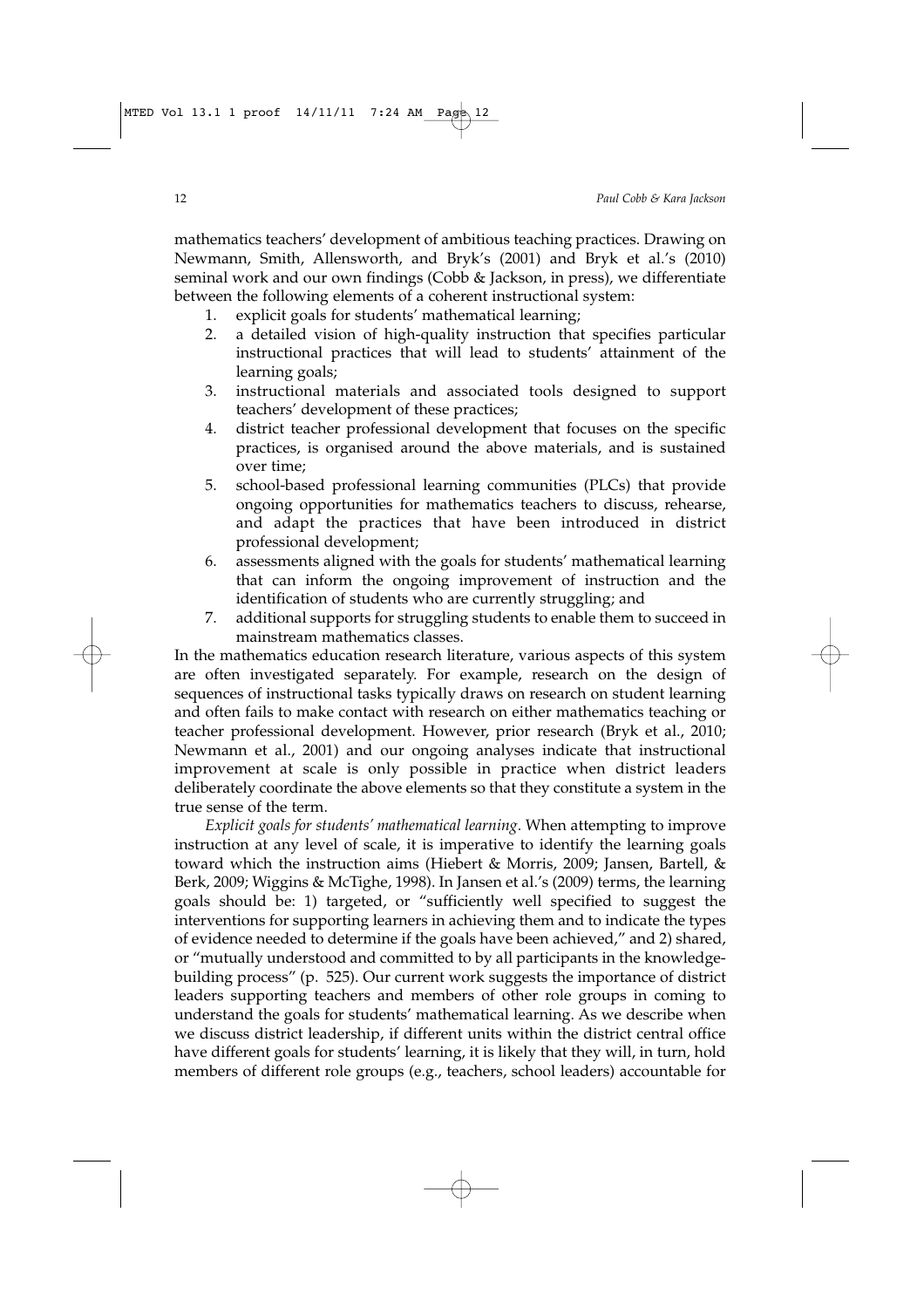mathematics teachers' development of ambitious teaching practices. Drawing on Newmann, Smith, Allensworth, and Bryk's (2001) and Bryk et al.'s (2010) seminal work and our own findings (Cobb & Jackson, in press), we differentiate between the following elements of a coherent instructional system:

1. explicit goals for students' mathematical learning;
2. a detailed vision of high-quality instruction that specifies particular instructional practices that will lead to students' attainment of the learning goals;
3. instructional materials and associated tools designed to support teachers' development of these practices;
4. district teacher professional development that focuses on the specific practices, is organised around the above materials, and is sustained over time;
5. school-based professional learning communities (PLCs) that provide ongoing opportunities for mathematics teachers to discuss, rehearse, and adapt the practices that have been introduced in district professional development;
6. assessments aligned with the goals for students' mathematical learning that can inform the ongoing improvement of instruction and the identification of students who are currently struggling; and
7. additional supports for struggling students to enable them to succeed in mainstream mathematics classes.

In the mathematics education research literature, various aspects of this system are often investigated separately. For example, research on the design of sequences of instructional tasks typically draws on research on student learning and often fails to make contact with research on either mathematics teaching or teacher professional development. However, prior research (Bryk et al., 2010; Newmann et al., 2001) and our ongoing analyses indicate that instructional improvement at scale is only possible in practice when district leaders deliberately coordinate the above elements so that they constitute a system in the true sense of the term.

*Explicit goals for students' mathematical learning*. When attempting to improve instruction at any level of scale, it is imperative to identify the learning goals toward which the instruction aims (Hiebert & Morris, 2009; Jansen, Bartell, & Berk, 2009; Wiggins & McTighe, 1998). In Jansen et al.'s (2009) terms, the learning goals should be: 1) targeted, or "sufficiently well specified to suggest the interventions for supporting learners in achieving them and to indicate the types of evidence needed to determine if the goals have been achieved," and 2) shared, or "mutually understood and committed to by all participants in the knowledge-building process" (p. 525). Our current work suggests the importance of district leaders supporting teachers and members of other role groups in coming to understand the goals for students' mathematical learning. As we describe when we discuss district leadership, if different units within the district central office have different goals for students' learning, it is likely that they will, in turn, hold members of different role groups (e.g., teachers, school leaders) accountable for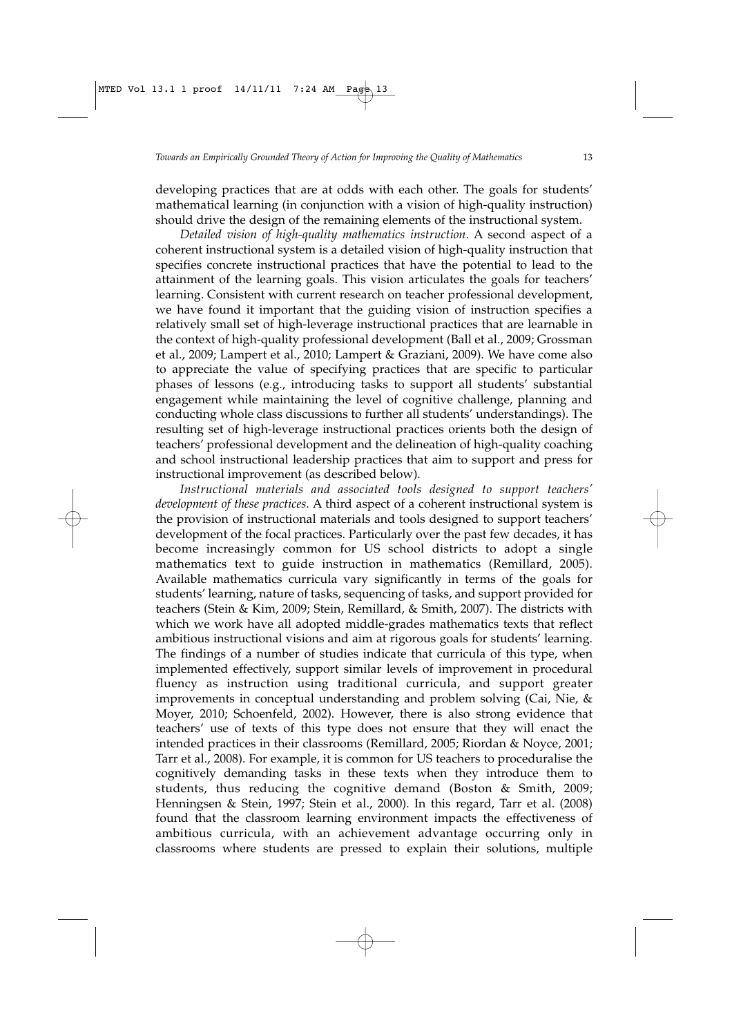developing practices that are at odds with each other. The goals for students' mathematical learning (in conjunction with a vision of high-quality instruction) should drive the design of the remaining elements of the instructional system.

*Detailed vision of high-quality mathematics instruction*. A second aspect of a coherent instructional system is a detailed vision of high-quality instruction that specifies concrete instructional practices that have the potential to lead to the attainment of the learning goals. This vision articulates the goals for teachers' learning. Consistent with current research on teacher professional development, we have found it important that the guiding vision of instruction specifies a relatively small set of high-leverage instructional practices that are learnable in the context of high-quality professional development (Ball et al., 2009; Grossman et al., 2009; Lampert et al., 2010; Lampert & Graziani, 2009). We have come also to appreciate the value of specifying practices that are specific to particular phases of lessons (e.g., introducing tasks to support all students' substantial engagement while maintaining the level of cognitive challenge, planning and conducting whole class discussions to further all students' understandings). The resulting set of high-leverage instructional practices orients both the design of teachers' professional development and the delineation of high-quality coaching and school instructional leadership practices that aim to support and press for instructional improvement (as described below).

*Instructional materials and associated tools designed to support teachers' development of these practices*. A third aspect of a coherent instructional system is the provision of instructional materials and tools designed to support teachers' development of the focal practices. Particularly over the past few decades, it has become increasingly common for US school districts to adopt a single mathematics text to guide instruction in mathematics (Remillard, 2005). Available mathematics curricula vary significantly in terms of the goals for students' learning, nature of tasks, sequencing of tasks, and support provided for teachers (Stein & Kim, 2009; Stein, Remillard, & Smith, 2007). The districts with which we work have all adopted middle-grades mathematics texts that reflect ambitious instructional visions and aim at rigorous goals for students' learning. The findings of a number of studies indicate that curricula of this type, when implemented effectively, support similar levels of improvement in procedural fluency as instruction using traditional curricula, and support greater improvements in conceptual understanding and problem solving (Cai, Nie, & Moyer, 2010; Schoenfeld, 2002). However, there is also strong evidence that teachers' use of texts of this type does not ensure that they will enact the intended practices in their classrooms (Remillard, 2005; Riordan & Noyce, 2001; Tarr et al., 2008). For example, it is common for US teachers to proceduralise the cognitively demanding tasks in these texts when they introduce them to students, thus reducing the cognitive demand (Boston & Smith, 2009; Henningsen & Stein, 1997; Stein et al., 2000). In this regard, Tarr et al. (2008) found that the classroom learning environment impacts the effectiveness of ambitious curricula, with an achievement advantage occurring only in classrooms where students are pressed to explain their solutions, multiple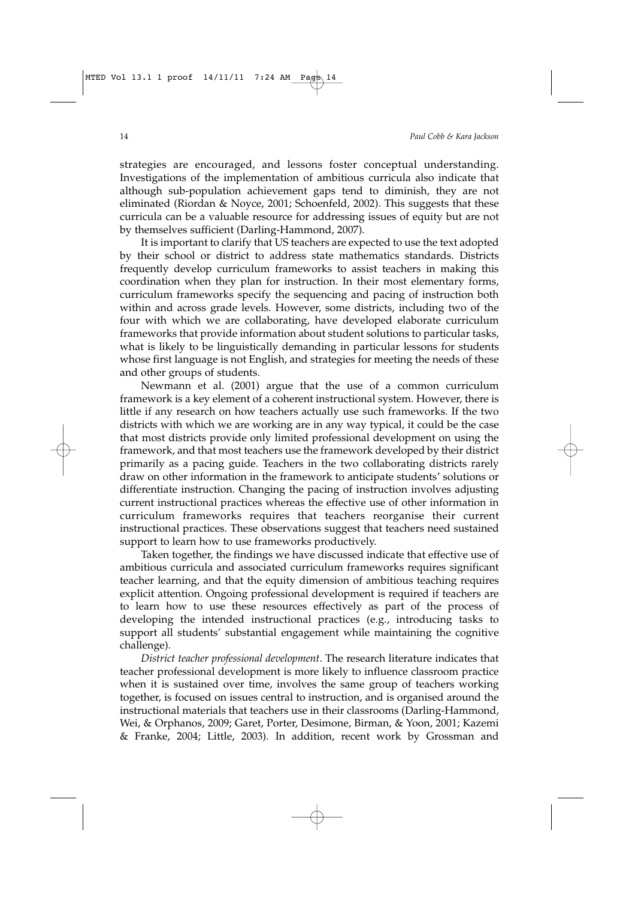strategies are encouraged, and lessons foster conceptual understanding. Investigations of the implementation of ambitious curricula also indicate that although sub-population achievement gaps tend to diminish, they are not eliminated (Riordan & Noyce, 2001; Schoenfeld, 2002). This suggests that these curricula can be a valuable resource for addressing issues of equity but are not by themselves sufficient (Darling-Hammond, 2007).

It is important to clarify that US teachers are expected to use the text adopted by their school or district to address state mathematics standards. Districts frequently develop curriculum frameworks to assist teachers in making this coordination when they plan for instruction. In their most elementary forms, curriculum frameworks specify the sequencing and pacing of instruction both within and across grade levels. However, some districts, including two of the four with which we are collaborating, have developed elaborate curriculum frameworks that provide information about student solutions to particular tasks, what is likely to be linguistically demanding in particular lessons for students whose first language is not English, and strategies for meeting the needs of these and other groups of students.

Newmann et al. (2001) argue that the use of a common curriculum framework is a key element of a coherent instructional system. However, there is little if any research on how teachers actually use such frameworks. If the two districts with which we are working are in any way typical, it could be the case that most districts provide only limited professional development on using the framework, and that most teachers use the framework developed by their district primarily as a pacing guide. Teachers in the two collaborating districts rarely draw on other information in the framework to anticipate students' solutions or differentiate instruction. Changing the pacing of instruction involves adjusting current instructional practices whereas the effective use of other information in curriculum frameworks requires that teachers reorganise their current instructional practices. These observations suggest that teachers need sustained support to learn how to use frameworks productively.

Taken together, the findings we have discussed indicate that effective use of ambitious curricula and associated curriculum frameworks requires significant teacher learning, and that the equity dimension of ambitious teaching requires explicit attention. Ongoing professional development is required if teachers are to learn how to use these resources effectively as part of the process of developing the intended instructional practices (e.g., introducing tasks to support all students' substantial engagement while maintaining the cognitive challenge).

*District teacher professional development*. The research literature indicates that teacher professional development is more likely to influence classroom practice when it is sustained over time, involves the same group of teachers working together, is focused on issues central to instruction, and is organised around the instructional materials that teachers use in their classrooms (Darling-Hammond, Wei, & Orphanos, 2009; Garet, Porter, Desimone, Birman, & Yoon, 2001; Kazemi & Franke, 2004; Little, 2003). In addition, recent work by Grossman and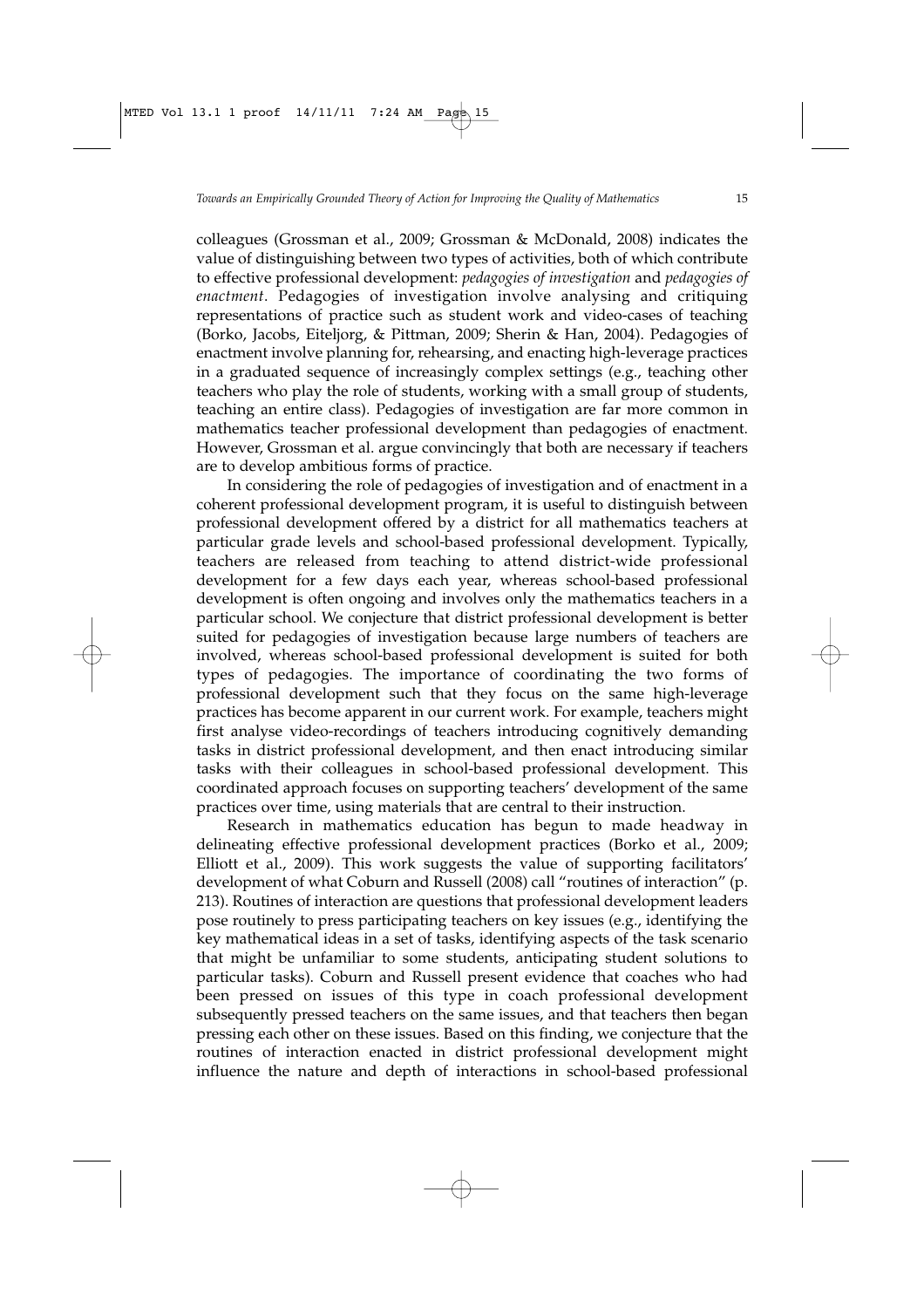colleagues (Grossman et al., 2009; Grossman & McDonald, 2008) indicates the value of distinguishing between two types of activities, both of which contribute to effective professional development: *pedagogies of investigation* and *pedagogies of enactment*. Pedagogies of investigation involve analysing and critiquing representations of practice such as student work and video-cases of teaching (Borko, Jacobs, Eiteljorg, & Pittman, 2009; Sherin & Han, 2004). Pedagogies of enactment involve planning for, rehearsing, and enacting high-leverage practices in a graduated sequence of increasingly complex settings (e.g., teaching other teachers who play the role of students, working with a small group of students, teaching an entire class). Pedagogies of investigation are far more common in mathematics teacher professional development than pedagogies of enactment. However, Grossman et al. argue convincingly that both are necessary if teachers are to develop ambitious forms of practice.

In considering the role of pedagogies of investigation and of enactment in a coherent professional development program, it is useful to distinguish between professional development offered by a district for all mathematics teachers at particular grade levels and school-based professional development. Typically, teachers are released from teaching to attend district-wide professional development for a few days each year, whereas school-based professional development is often ongoing and involves only the mathematics teachers in a particular school. We conjecture that district professional development is better suited for pedagogies of investigation because large numbers of teachers are involved, whereas school-based professional development is suited for both types of pedagogies. The importance of coordinating the two forms of professional development such that they focus on the same high-leverage practices has become apparent in our current work. For example, teachers might first analyse video-recordings of teachers introducing cognitively demanding tasks in district professional development, and then enact introducing similar tasks with their colleagues in school-based professional development. This coordinated approach focuses on supporting teachers' development of the same practices over time, using materials that are central to their instruction.

Research in mathematics education has begun to made headway in delineating effective professional development practices (Borko et al., 2009; Elliott et al., 2009). This work suggests the value of supporting facilitators' development of what Coburn and Russell (2008) call "routines of interaction" (p. 213). Routines of interaction are questions that professional development leaders pose routinely to press participating teachers on key issues (e.g., identifying the key mathematical ideas in a set of tasks, identifying aspects of the task scenario that might be unfamiliar to some students, anticipating student solutions to particular tasks). Coburn and Russell present evidence that coaches who had been pressed on issues of this type in coach professional development subsequently pressed teachers on the same issues, and that teachers then began pressing each other on these issues. Based on this finding, we conjecture that the routines of interaction enacted in district professional development might influence the nature and depth of interactions in school-based professional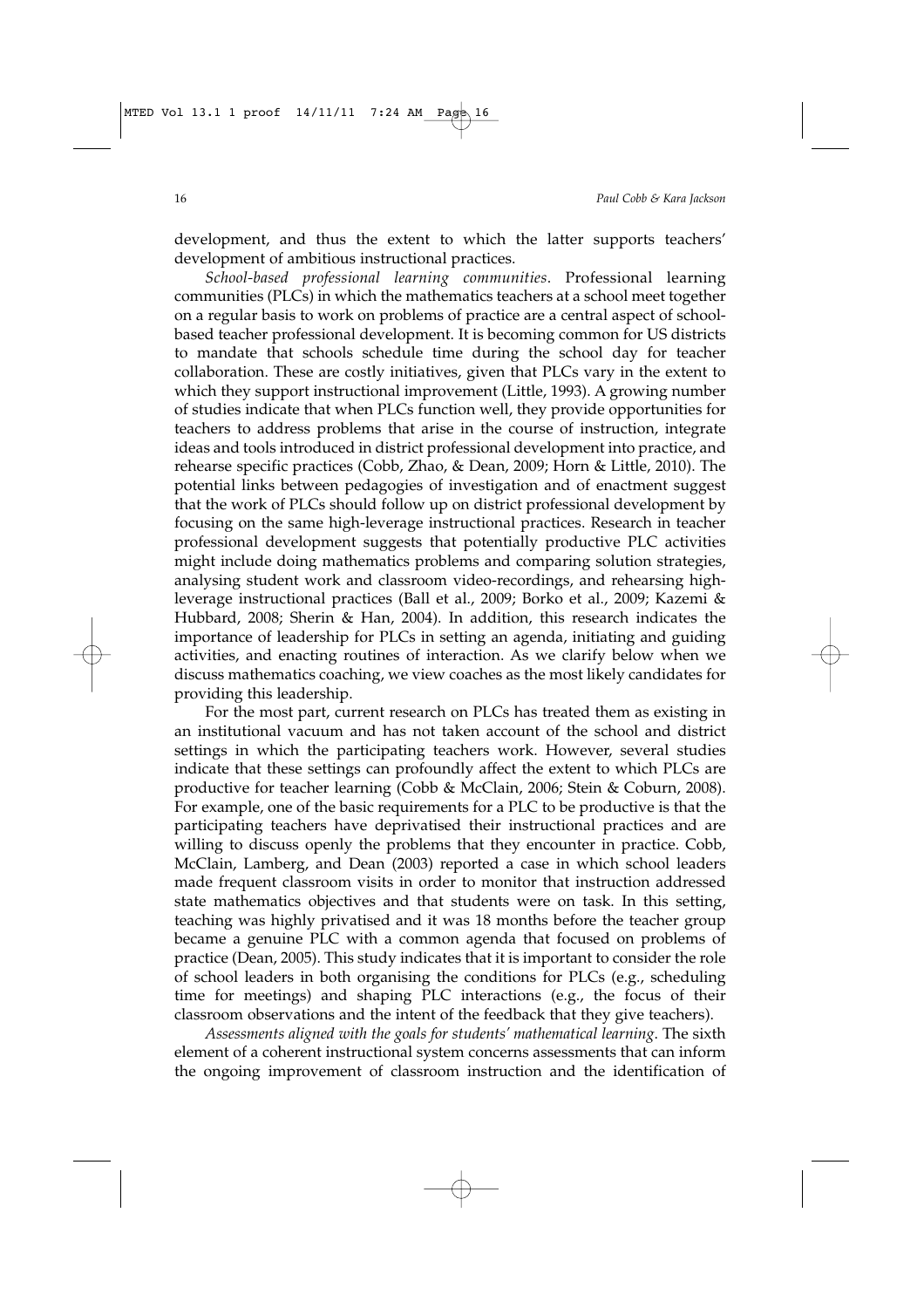development, and thus the extent to which the latter supports teachers' development of ambitious instructional practices.

*School-based professional learning communities*. Professional learning communities (PLCs) in which the mathematics teachers at a school meet together on a regular basis to work on problems of practice are a central aspect of school-based teacher professional development. It is becoming common for US districts to mandate that schools schedule time during the school day for teacher collaboration. These are costly initiatives, given that PLCs vary in the extent to which they support instructional improvement (Little, 1993). A growing number of studies indicate that when PLCs function well, they provide opportunities for teachers to address problems that arise in the course of instruction, integrate ideas and tools introduced in district professional development into practice, and rehearse specific practices (Cobb, Zhao, & Dean, 2009; Horn & Little, 2010). The potential links between pedagogies of investigation and of enactment suggest that the work of PLCs should follow up on district professional development by focusing on the same high-leverage instructional practices. Research in teacher professional development suggests that potentially productive PLC activities might include doing mathematics problems and comparing solution strategies, analysing student work and classroom video-recordings, and rehearsing high-leverage instructional practices (Ball et al., 2009; Borko et al., 2009; Kazemi & Hubbard, 2008; Sherin & Han, 2004). In addition, this research indicates the importance of leadership for PLCs in setting an agenda, initiating and guiding activities, and enacting routines of interaction. As we clarify below when we discuss mathematics coaching, we view coaches as the most likely candidates for providing this leadership.

For the most part, current research on PLCs has treated them as existing in an institutional vacuum and has not taken account of the school and district settings in which the participating teachers work. However, several studies indicate that these settings can profoundly affect the extent to which PLCs are productive for teacher learning (Cobb & McClain, 2006; Stein & Coburn, 2008). For example, one of the basic requirements for a PLC to be productive is that the participating teachers have deprivatised their instructional practices and are willing to discuss openly the problems that they encounter in practice. Cobb, McClain, Lamberg, and Dean (2003) reported a case in which school leaders made frequent classroom visits in order to monitor that instruction addressed state mathematics objectives and that students were on task. In this setting, teaching was highly privatised and it was 18 months before the teacher group became a genuine PLC with a common agenda that focused on problems of practice (Dean, 2005). This study indicates that it is important to consider the role of school leaders in both organising the conditions for PLCs (e.g., scheduling time for meetings) and shaping PLC interactions (e.g., the focus of their classroom observations and the intent of the feedback that they give teachers).

*Assessments aligned with the goals for students' mathematical learning*. The sixth element of a coherent instructional system concerns assessments that can inform the ongoing improvement of classroom instruction and the identification of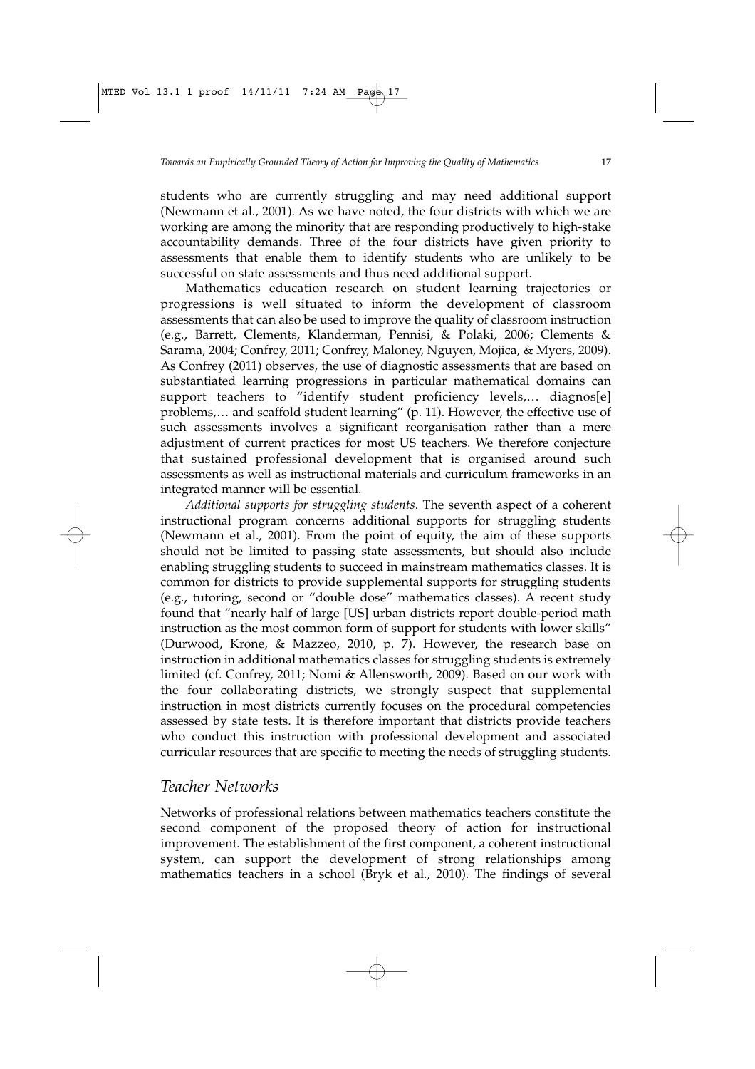students who are currently struggling and may need additional support (Newmann et al., 2001). As we have noted, the four districts with which we are working are among the minority that are responding productively to high-stake accountability demands. Three of the four districts have given priority to assessments that enable them to identify students who are unlikely to be successful on state assessments and thus need additional support.

Mathematics education research on student learning trajectories or progressions is well situated to inform the development of classroom assessments that can also be used to improve the quality of classroom instruction (e.g., Barrett, Clements, Klanderman, Pennisi, & Polaki, 2006; Clements & Sarama, 2004; Confrey, 2011; Confrey, Maloney, Nguyen, Mojica, & Myers, 2009). As Confrey (2011) observes, the use of diagnostic assessments that are based on substantiated learning progressions in particular mathematical domains can support teachers to "identify student proficiency levels,… diagnos[e] problems,… and scaffold student learning" (p. 11). However, the effective use of such assessments involves a significant reorganisation rather than a mere adjustment of current practices for most US teachers. We therefore conjecture that sustained professional development that is organised around such assessments as well as instructional materials and curriculum frameworks in an integrated manner will be essential.

*Additional supports for struggling students*. The seventh aspect of a coherent instructional program concerns additional supports for struggling students (Newmann et al., 2001). From the point of equity, the aim of these supports should not be limited to passing state assessments, but should also include enabling struggling students to succeed in mainstream mathematics classes. It is common for districts to provide supplemental supports for struggling students (e.g., tutoring, second or "double dose" mathematics classes). A recent study found that "nearly half of large [US] urban districts report double-period math instruction as the most common form of support for students with lower skills" (Durwood, Krone, & Mazzeo, 2010, p. 7). However, the research base on instruction in additional mathematics classes for struggling students is extremely limited (cf. Confrey, 2011; Nomi & Allensworth, 2009). Based on our work with the four collaborating districts, we strongly suspect that supplemental instruction in most districts currently focuses on the procedural competencies assessed by state tests. It is therefore important that districts provide teachers who conduct this instruction with professional development and associated curricular resources that are specific to meeting the needs of struggling students.

## Teacher Networks

Networks of professional relations between mathematics teachers constitute the second component of the proposed theory of action for instructional improvement. The establishment of the first component, a coherent instructional system, can support the development of strong relationships among mathematics teachers in a school (Bryk et al., 2010). The findings of several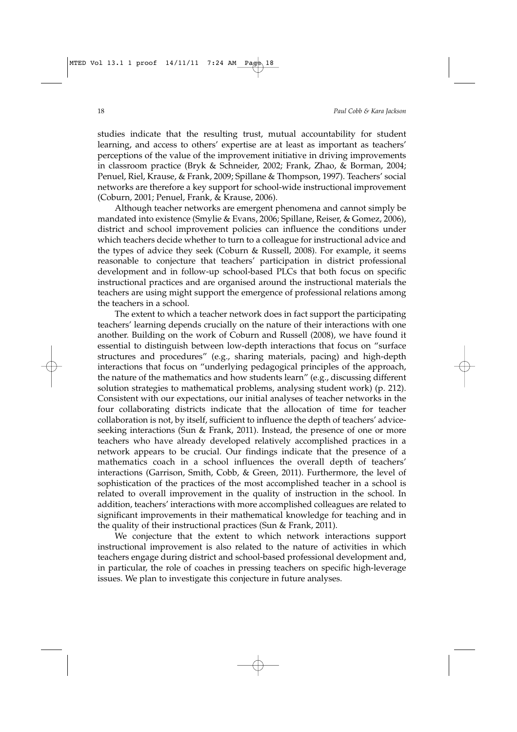studies indicate that the resulting trust, mutual accountability for student learning, and access to others' expertise are at least as important as teachers' perceptions of the value of the improvement initiative in driving improvements in classroom practice (Bryk & Schneider, 2002; Frank, Zhao, & Borman, 2004; Penuel, Riel, Krause, & Frank, 2009; Spillane & Thompson, 1997). Teachers' social networks are therefore a key support for school-wide instructional improvement (Coburn, 2001; Penuel, Frank, & Krause, 2006).

Although teacher networks are emergent phenomena and cannot simply be mandated into existence (Smylie & Evans, 2006; Spillane, Reiser, & Gomez, 2006), district and school improvement policies can influence the conditions under which teachers decide whether to turn to a colleague for instructional advice and the types of advice they seek (Coburn & Russell, 2008). For example, it seems reasonable to conjecture that teachers' participation in district professional development and in follow-up school-based PLCs that both focus on specific instructional practices and are organised around the instructional materials the teachers are using might support the emergence of professional relations among the teachers in a school.

The extent to which a teacher network does in fact support the participating teachers' learning depends crucially on the nature of their interactions with one another. Building on the work of Coburn and Russell (2008), we have found it essential to distinguish between low-depth interactions that focus on "surface structures and procedures" (e.g., sharing materials, pacing) and high-depth interactions that focus on "underlying pedagogical principles of the approach, the nature of the mathematics and how students learn" (e.g., discussing different solution strategies to mathematical problems, analysing student work) (p. 212). Consistent with our expectations, our initial analyses of teacher networks in the four collaborating districts indicate that the allocation of time for teacher collaboration is not, by itself, sufficient to influence the depth of teachers' advice-seeking interactions (Sun & Frank, 2011). Instead, the presence of one or more teachers who have already developed relatively accomplished practices in a network appears to be crucial. Our findings indicate that the presence of a mathematics coach in a school influences the overall depth of teachers' interactions (Garrison, Smith, Cobb, & Green, 2011). Furthermore, the level of sophistication of the practices of the most accomplished teacher in a school is related to overall improvement in the quality of instruction in the school. In addition, teachers' interactions with more accomplished colleagues are related to significant improvements in their mathematical knowledge for teaching and in the quality of their instructional practices (Sun & Frank, 2011).

We conjecture that the extent to which network interactions support instructional improvement is also related to the nature of activities in which teachers engage during district and school-based professional development and, in particular, the role of coaches in pressing teachers on specific high-leverage issues. We plan to investigate this conjecture in future analyses.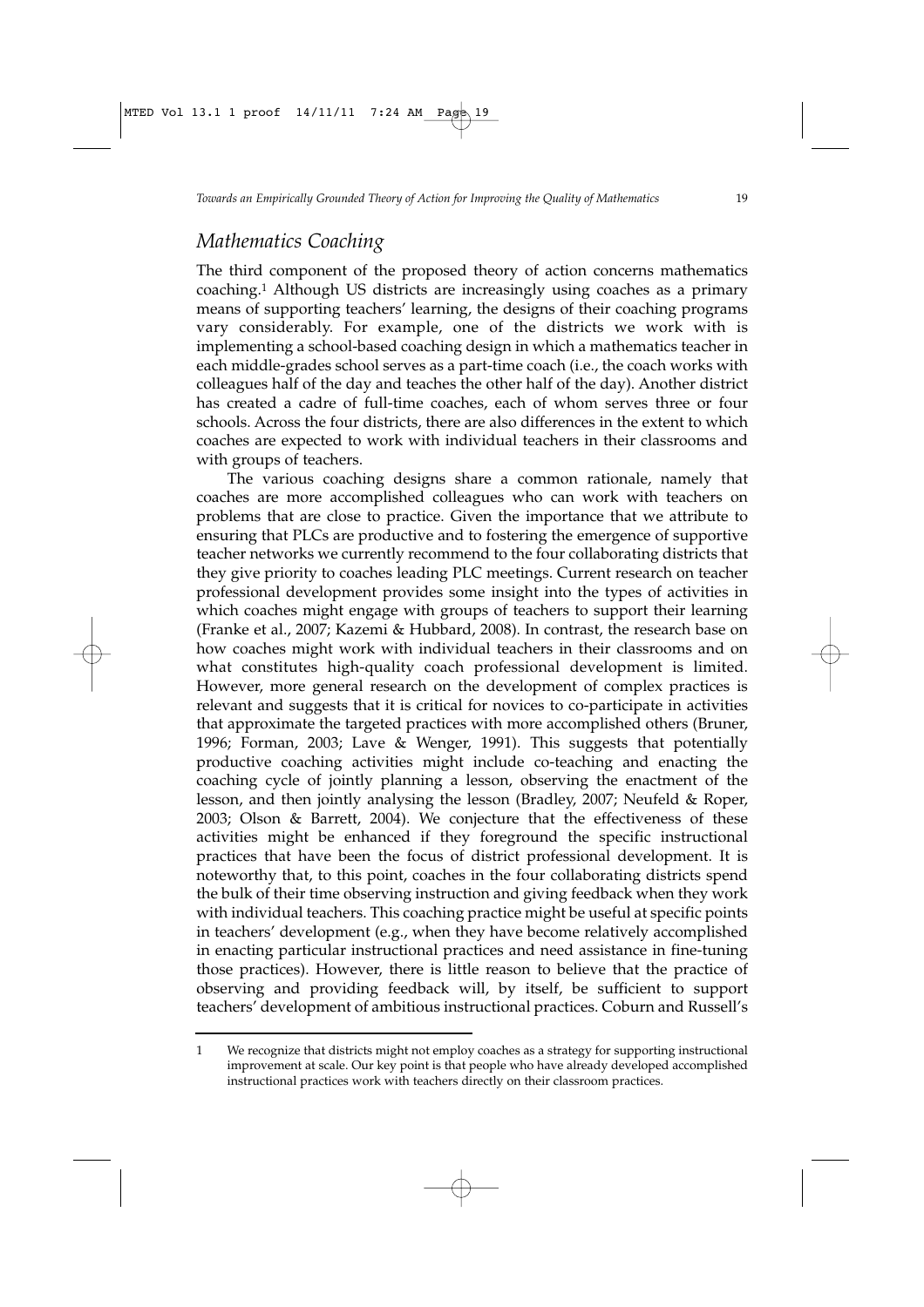## *Mathematics Coaching*

The third component of the proposed theory of action concerns mathematics coaching.[1] Although US districts are increasingly using coaches as a primary means of supporting teachers' learning, the designs of their coaching programs vary considerably. For example, one of the districts we work with is implementing a school-based coaching design in which a mathematics teacher in each middle-grades school serves as a part-time coach (i.e., the coach works with colleagues half of the day and teaches the other half of the day). Another district has created a cadre of full-time coaches, each of whom serves three or four schools. Across the four districts, there are also differences in the extent to which coaches are expected to work with individual teachers in their classrooms and with groups of teachers.

The various coaching designs share a common rationale, namely that coaches are more accomplished colleagues who can work with teachers on problems that are close to practice. Given the importance that we attribute to ensuring that PLCs are productive and to fostering the emergence of supportive teacher networks we currently recommend to the four collaborating districts that they give priority to coaches leading PLC meetings. Current research on teacher professional development provides some insight into the types of activities in which coaches might engage with groups of teachers to support their learning (Franke et al., 2007; Kazemi & Hubbard, 2008). In contrast, the research base on how coaches might work with individual teachers in their classrooms and on what constitutes high-quality coach professional development is limited. However, more general research on the development of complex practices is relevant and suggests that it is critical for novices to co-participate in activities that approximate the targeted practices with more accomplished others (Bruner, 1996; Forman, 2003; Lave & Wenger, 1991). This suggests that potentially productive coaching activities might include co-teaching and enacting the coaching cycle of jointly planning a lesson, observing the enactment of the lesson, and then jointly analysing the lesson (Bradley, 2007; Neufeld & Roper, 2003; Olson & Barrett, 2004). We conjecture that the effectiveness of these activities might be enhanced if they foreground the specific instructional practices that have been the focus of district professional development. It is noteworthy that, to this point, coaches in the four collaborating districts spend the bulk of their time observing instruction and giving feedback when they work with individual teachers. This coaching practice might be useful at specific points in teachers' development (e.g., when they have become relatively accomplished in enacting particular instructional practices and need assistance in fine-tuning those practices). However, there is little reason to believe that the practice of observing and providing feedback will, by itself, be sufficient to support teachers' development of ambitious instructional practices. Coburn and Russell's

---

1 We recognize that districts might not employ coaches as a strategy for supporting instructional improvement at scale. Our key point is that people who have already developed accomplished instructional practices work with teachers directly on their classroom practices.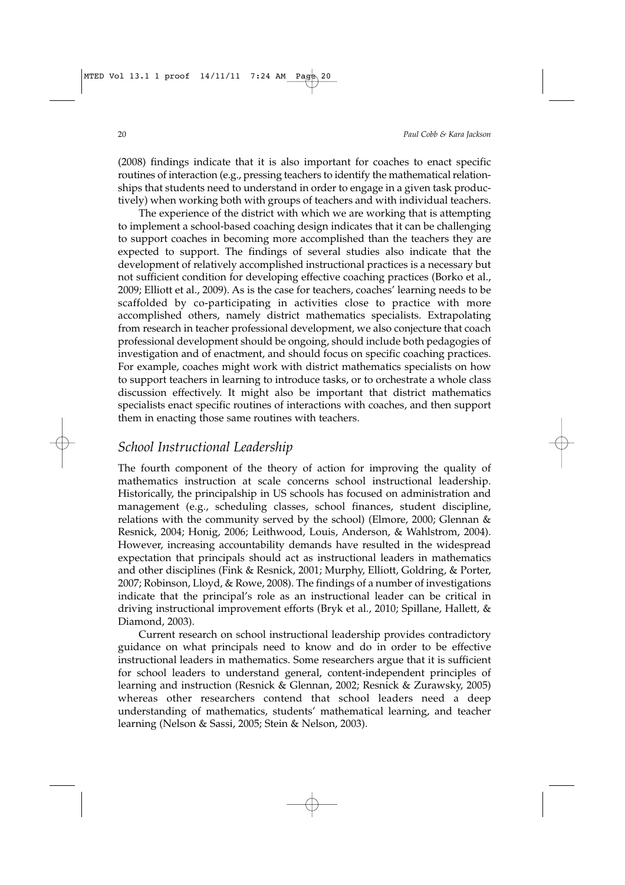(2008) findings indicate that it is also important for coaches to enact specific routines of interaction (e.g., pressing teachers to identify the mathematical relationships that students need to understand in order to engage in a given task productively) when working both with groups of teachers and with individual teachers.

The experience of the district with which we are working that is attempting to implement a school-based coaching design indicates that it can be challenging to support coaches in becoming more accomplished than the teachers they are expected to support. The findings of several studies also indicate that the development of relatively accomplished instructional practices is a necessary but not sufficient condition for developing effective coaching practices (Borko et al., 2009; Elliott et al., 2009). As is the case for teachers, coaches' learning needs to be scaffolded by co-participating in activities close to practice with more accomplished others, namely district mathematics specialists. Extrapolating from research in teacher professional development, we also conjecture that coach professional development should be ongoing, should include both pedagogies of investigation and of enactment, and should focus on specific coaching practices. For example, coaches might work with district mathematics specialists on how to support teachers in learning to introduce tasks, or to orchestrate a whole class discussion effectively. It might also be important that district mathematics specialists enact specific routines of interactions with coaches, and then support them in enacting those same routines with teachers.

## *School Instructional Leadership*

The fourth component of the theory of action for improving the quality of mathematics instruction at scale concerns school instructional leadership. Historically, the principalship in US schools has focused on administration and management (e.g., scheduling classes, school finances, student discipline, relations with the community served by the school) (Elmore, 2000; Glennan & Resnick, 2004; Honig, 2006; Leithwood, Louis, Anderson, & Wahlstrom, 2004). However, increasing accountability demands have resulted in the widespread expectation that principals should act as instructional leaders in mathematics and other disciplines (Fink & Resnick, 2001; Murphy, Elliott, Goldring, & Porter, 2007; Robinson, Lloyd, & Rowe, 2008). The findings of a number of investigations indicate that the principal's role as an instructional leader can be critical in driving instructional improvement efforts (Bryk et al., 2010; Spillane, Hallett, & Diamond, 2003).

Current research on school instructional leadership provides contradictory guidance on what principals need to know and do in order to be effective instructional leaders in mathematics. Some researchers argue that it is sufficient for school leaders to understand general, content-independent principles of learning and instruction (Resnick & Glennan, 2002; Resnick & Zurawsky, 2005) whereas other researchers contend that school leaders need a deep understanding of mathematics, students' mathematical learning, and teacher learning (Nelson & Sassi, 2005; Stein & Nelson, 2003).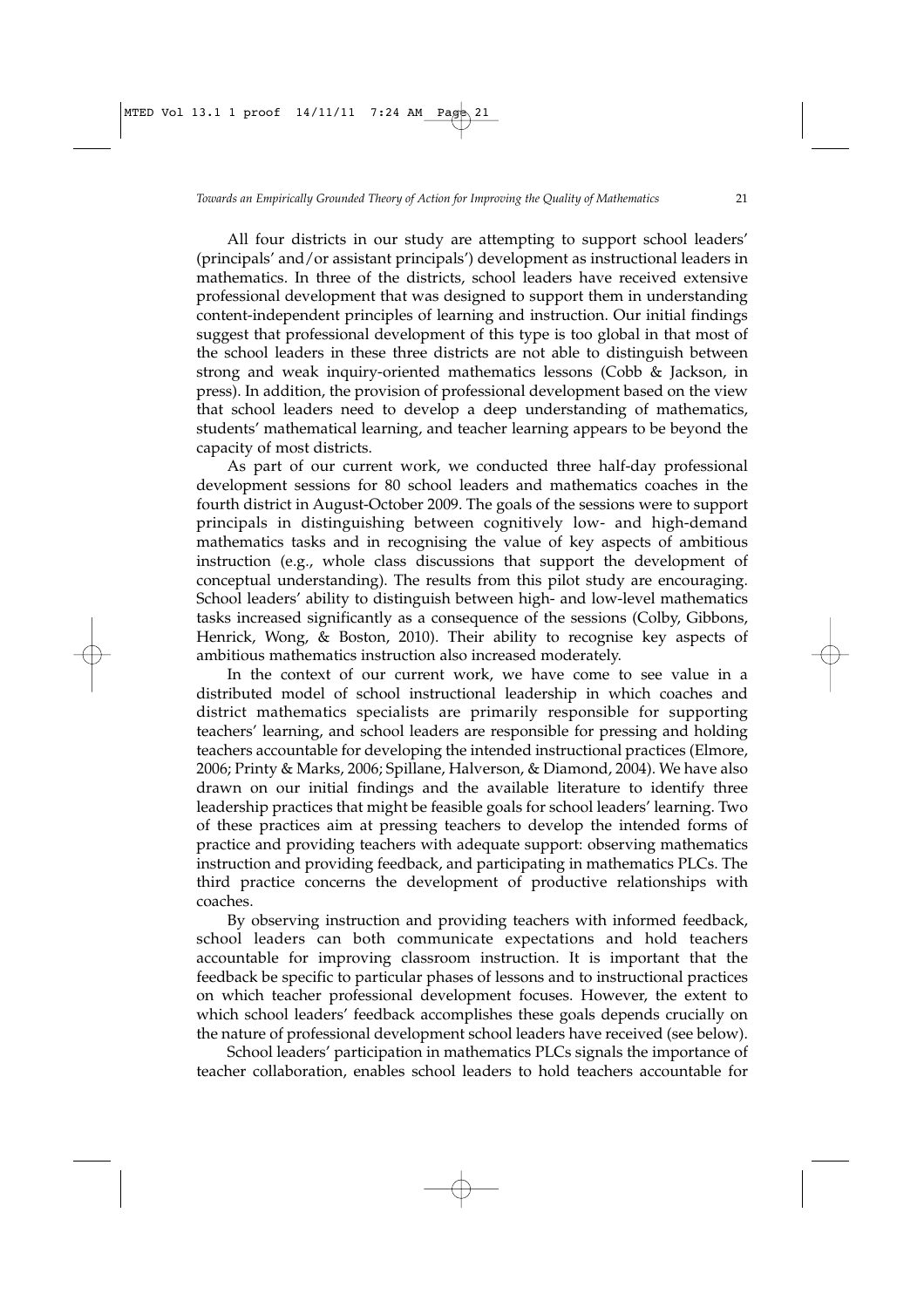All four districts in our study are attempting to support school leaders' (principals' and/or assistant principals') development as instructional leaders in mathematics. In three of the districts, school leaders have received extensive professional development that was designed to support them in understanding content-independent principles of learning and instruction. Our initial findings suggest that professional development of this type is too global in that most of the school leaders in these three districts are not able to distinguish between strong and weak inquiry-oriented mathematics lessons (Cobb & Jackson, in press). In addition, the provision of professional development based on the view that school leaders need to develop a deep understanding of mathematics, students' mathematical learning, and teacher learning appears to be beyond the capacity of most districts.

As part of our current work, we conducted three half-day professional development sessions for 80 school leaders and mathematics coaches in the fourth district in August-October 2009. The goals of the sessions were to support principals in distinguishing between cognitively low- and high-demand mathematics tasks and in recognising the value of key aspects of ambitious instruction (e.g., whole class discussions that support the development of conceptual understanding). The results from this pilot study are encouraging. School leaders' ability to distinguish between high- and low-level mathematics tasks increased significantly as a consequence of the sessions (Colby, Gibbons, Henrick, Wong, & Boston, 2010). Their ability to recognise key aspects of ambitious mathematics instruction also increased moderately.

In the context of our current work, we have come to see value in a distributed model of school instructional leadership in which coaches and district mathematics specialists are primarily responsible for supporting teachers' learning, and school leaders are responsible for pressing and holding teachers accountable for developing the intended instructional practices (Elmore, 2006; Printy & Marks, 2006; Spillane, Halverson, & Diamond, 2004). We have also drawn on our initial findings and the available literature to identify three leadership practices that might be feasible goals for school leaders' learning. Two of these practices aim at pressing teachers to develop the intended forms of practice and providing teachers with adequate support: observing mathematics instruction and providing feedback, and participating in mathematics PLCs. The third practice concerns the development of productive relationships with coaches.

By observing instruction and providing teachers with informed feedback, school leaders can both communicate expectations and hold teachers accountable for improving classroom instruction. It is important that the feedback be specific to particular phases of lessons and to instructional practices on which teacher professional development focuses. However, the extent to which school leaders' feedback accomplishes these goals depends crucially on the nature of professional development school leaders have received (see below).

School leaders' participation in mathematics PLCs signals the importance of teacher collaboration, enables school leaders to hold teachers accountable for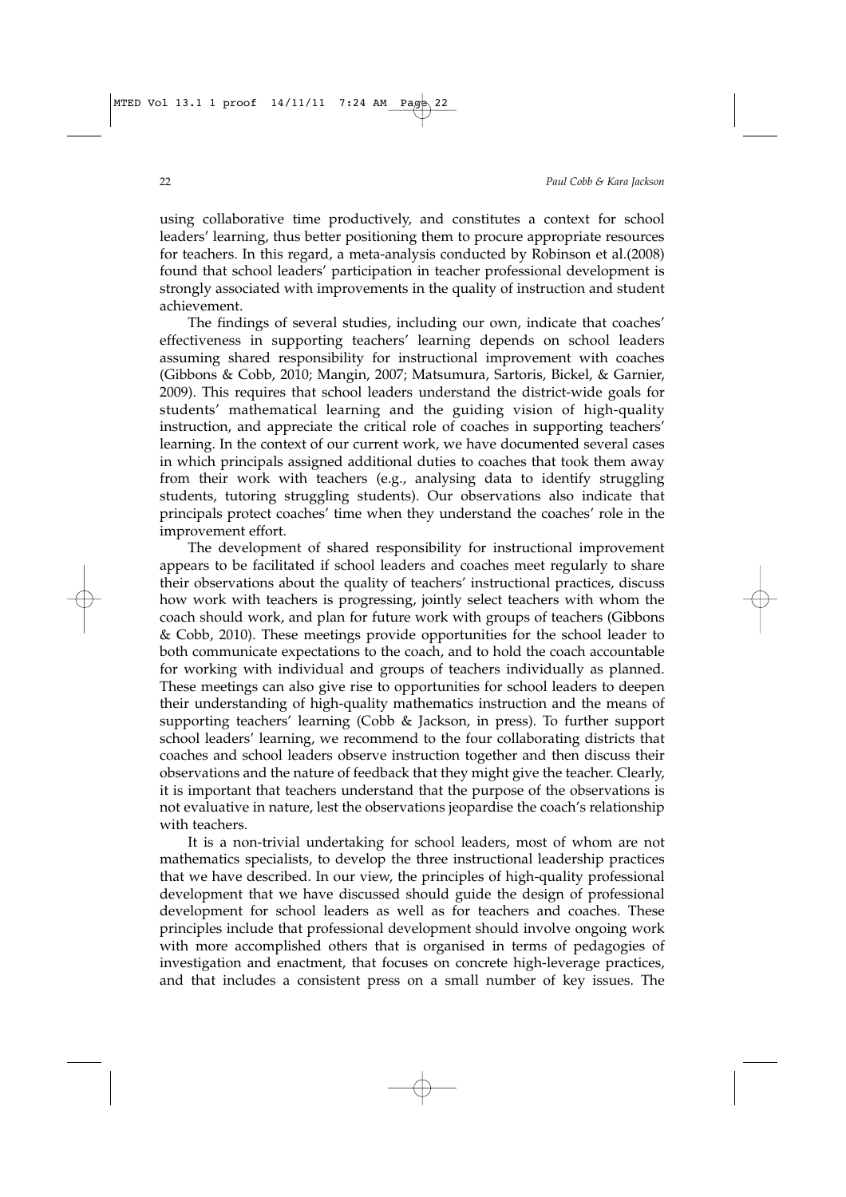using collaborative time productively, and constitutes a context for school leaders' learning, thus better positioning them to procure appropriate resources for teachers. In this regard, a meta-analysis conducted by Robinson et al.(2008) found that school leaders' participation in teacher professional development is strongly associated with improvements in the quality of instruction and student achievement.

The findings of several studies, including our own, indicate that coaches' effectiveness in supporting teachers' learning depends on school leaders assuming shared responsibility for instructional improvement with coaches (Gibbons & Cobb, 2010; Mangin, 2007; Matsumura, Sartoris, Bickel, & Garnier, 2009). This requires that school leaders understand the district-wide goals for students' mathematical learning and the guiding vision of high-quality instruction, and appreciate the critical role of coaches in supporting teachers' learning. In the context of our current work, we have documented several cases in which principals assigned additional duties to coaches that took them away from their work with teachers (e.g., analysing data to identify struggling students, tutoring struggling students). Our observations also indicate that principals protect coaches' time when they understand the coaches' role in the improvement effort.

The development of shared responsibility for instructional improvement appears to be facilitated if school leaders and coaches meet regularly to share their observations about the quality of teachers' instructional practices, discuss how work with teachers is progressing, jointly select teachers with whom the coach should work, and plan for future work with groups of teachers (Gibbons & Cobb, 2010). These meetings provide opportunities for the school leader to both communicate expectations to the coach, and to hold the coach accountable for working with individual and groups of teachers individually as planned. These meetings can also give rise to opportunities for school leaders to deepen their understanding of high-quality mathematics instruction and the means of supporting teachers' learning (Cobb & Jackson, in press). To further support school leaders' learning, we recommend to the four collaborating districts that coaches and school leaders observe instruction together and then discuss their observations and the nature of feedback that they might give the teacher. Clearly, it is important that teachers understand that the purpose of the observations is not evaluative in nature, lest the observations jeopardise the coach's relationship with teachers.

It is a non-trivial undertaking for school leaders, most of whom are not mathematics specialists, to develop the three instructional leadership practices that we have described. In our view, the principles of high-quality professional development that we have discussed should guide the design of professional development for school leaders as well as for teachers and coaches. These principles include that professional development should involve ongoing work with more accomplished others that is organised in terms of pedagogies of investigation and enactment, that focuses on concrete high-leverage practices, and that includes a consistent press on a small number of key issues. The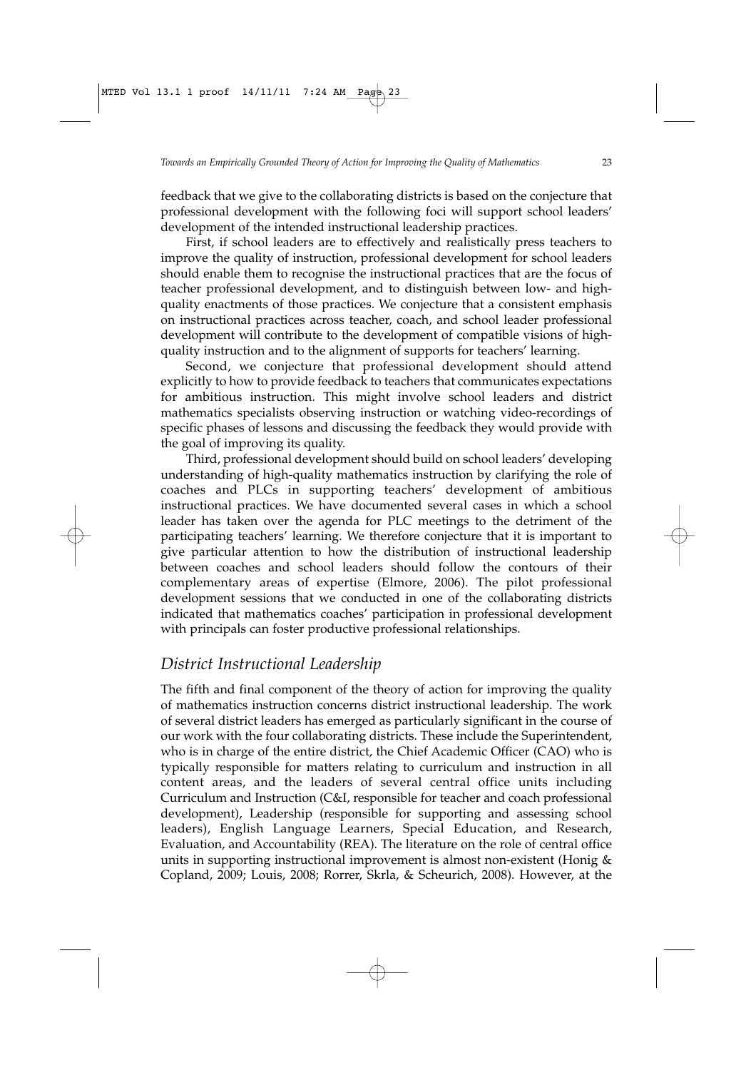feedback that we give to the collaborating districts is based on the conjecture that professional development with the following foci will support school leaders' development of the intended instructional leadership practices.

First, if school leaders are to effectively and realistically press teachers to improve the quality of instruction, professional development for school leaders should enable them to recognise the instructional practices that are the focus of teacher professional development, and to distinguish between low- and high-quality enactments of those practices. We conjecture that a consistent emphasis on instructional practices across teacher, coach, and school leader professional development will contribute to the development of compatible visions of high-quality instruction and to the alignment of supports for teachers' learning.

Second, we conjecture that professional development should attend explicitly to how to provide feedback to teachers that communicates expectations for ambitious instruction. This might involve school leaders and district mathematics specialists observing instruction or watching video-recordings of specific phases of lessons and discussing the feedback they would provide with the goal of improving its quality.

Third, professional development should build on school leaders' developing understanding of high-quality mathematics instruction by clarifying the role of coaches and PLCs in supporting teachers' development of ambitious instructional practices. We have documented several cases in which a school leader has taken over the agenda for PLC meetings to the detriment of the participating teachers' learning. We therefore conjecture that it is important to give particular attention to how the distribution of instructional leadership between coaches and school leaders should follow the contours of their complementary areas of expertise (Elmore, 2006). The pilot professional development sessions that we conducted in one of the collaborating districts indicated that mathematics coaches' participation in professional development with principals can foster productive professional relationships.

## *District Instructional Leadership*

The fifth and final component of the theory of action for improving the quality of mathematics instruction concerns district instructional leadership. The work of several district leaders has emerged as particularly significant in the course of our work with the four collaborating districts. These include the Superintendent, who is in charge of the entire district, the Chief Academic Officer (CAO) who is typically responsible for matters relating to curriculum and instruction in all content areas, and the leaders of several central office units including Curriculum and Instruction (C&I, responsible for teacher and coach professional development), Leadership (responsible for supporting and assessing school leaders), English Language Learners, Special Education, and Research, Evaluation, and Accountability (REA). The literature on the role of central office units in supporting instructional improvement is almost non-existent (Honig & Copland, 2009; Louis, 2008; Rorrer, Skrla, & Scheurich, 2008). However, at the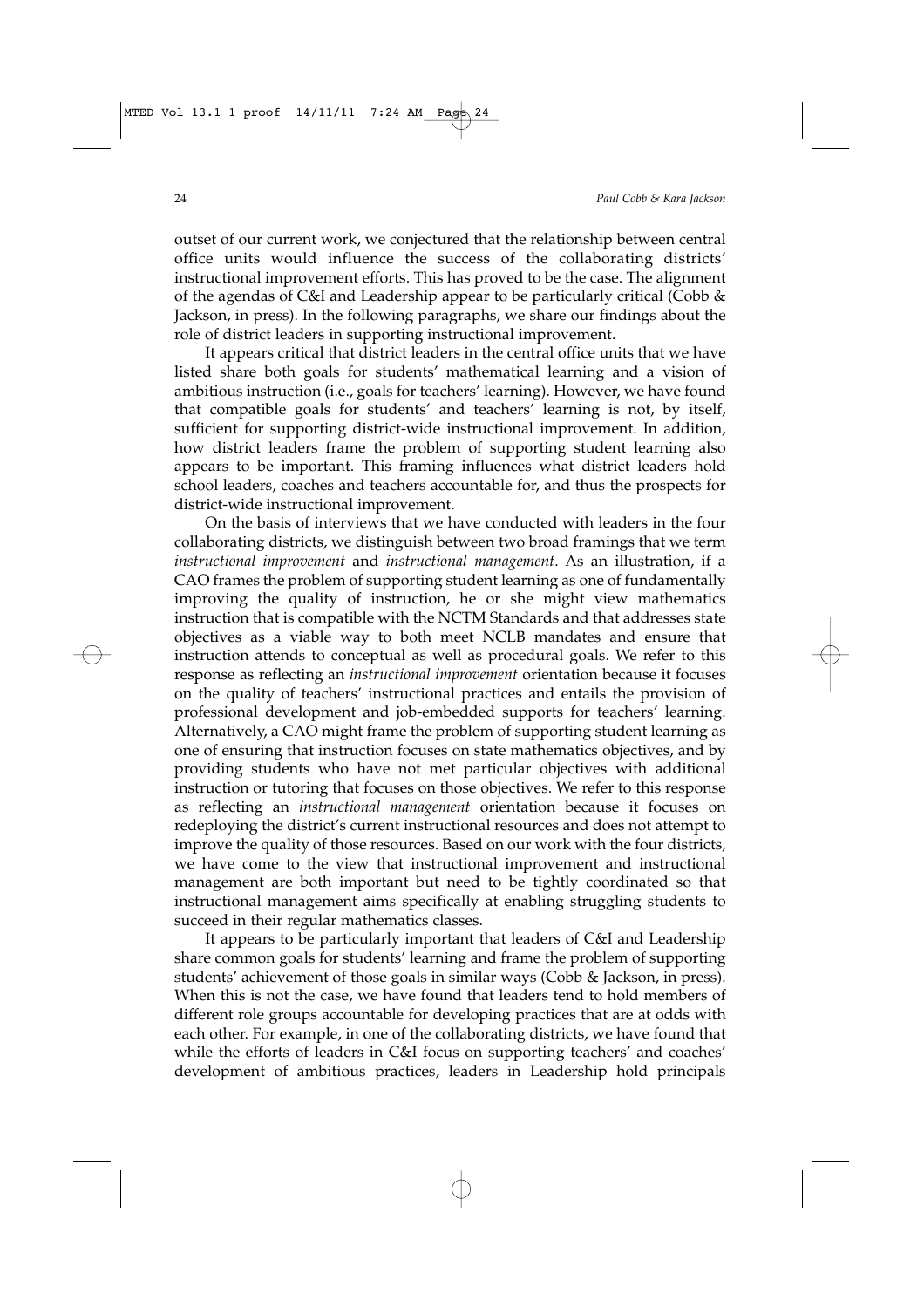outset of our current work, we conjectured that the relationship between central office units would influence the success of the collaborating districts' instructional improvement efforts. This has proved to be the case. The alignment of the agendas of C&I and Leadership appear to be particularly critical (Cobb & Jackson, in press). In the following paragraphs, we share our findings about the role of district leaders in supporting instructional improvement.

It appears critical that district leaders in the central office units that we have listed share both goals for students' mathematical learning and a vision of ambitious instruction (i.e., goals for teachers' learning). However, we have found that compatible goals for students' and teachers' learning is not, by itself, sufficient for supporting district-wide instructional improvement. In addition, how district leaders frame the problem of supporting student learning also appears to be important. This framing influences what district leaders hold school leaders, coaches and teachers accountable for, and thus the prospects for district-wide instructional improvement.

On the basis of interviews that we have conducted with leaders in the four collaborating districts, we distinguish between two broad framings that we term *instructional improvement* and *instructional management*. As an illustration, if a CAO frames the problem of supporting student learning as one of fundamentally improving the quality of instruction, he or she might view mathematics instruction that is compatible with the NCTM Standards and that addresses state objectives as a viable way to both meet NCLB mandates and ensure that instruction attends to conceptual as well as procedural goals. We refer to this response as reflecting an *instructional improvement* orientation because it focuses on the quality of teachers' instructional practices and entails the provision of professional development and job-embedded supports for teachers' learning. Alternatively, a CAO might frame the problem of supporting student learning as one of ensuring that instruction focuses on state mathematics objectives, and by providing students who have not met particular objectives with additional instruction or tutoring that focuses on those objectives. We refer to this response as reflecting an *instructional management* orientation because it focuses on redeploying the district's current instructional resources and does not attempt to improve the quality of those resources. Based on our work with the four districts, we have come to the view that instructional improvement and instructional management are both important but need to be tightly coordinated so that instructional management aims specifically at enabling struggling students to succeed in their regular mathematics classes.

It appears to be particularly important that leaders of C&I and Leadership share common goals for students' learning and frame the problem of supporting students' achievement of those goals in similar ways (Cobb & Jackson, in press). When this is not the case, we have found that leaders tend to hold members of different role groups accountable for developing practices that are at odds with each other. For example, in one of the collaborating districts, we have found that while the efforts of leaders in C&I focus on supporting teachers' and coaches' development of ambitious practices, leaders in Leadership hold principals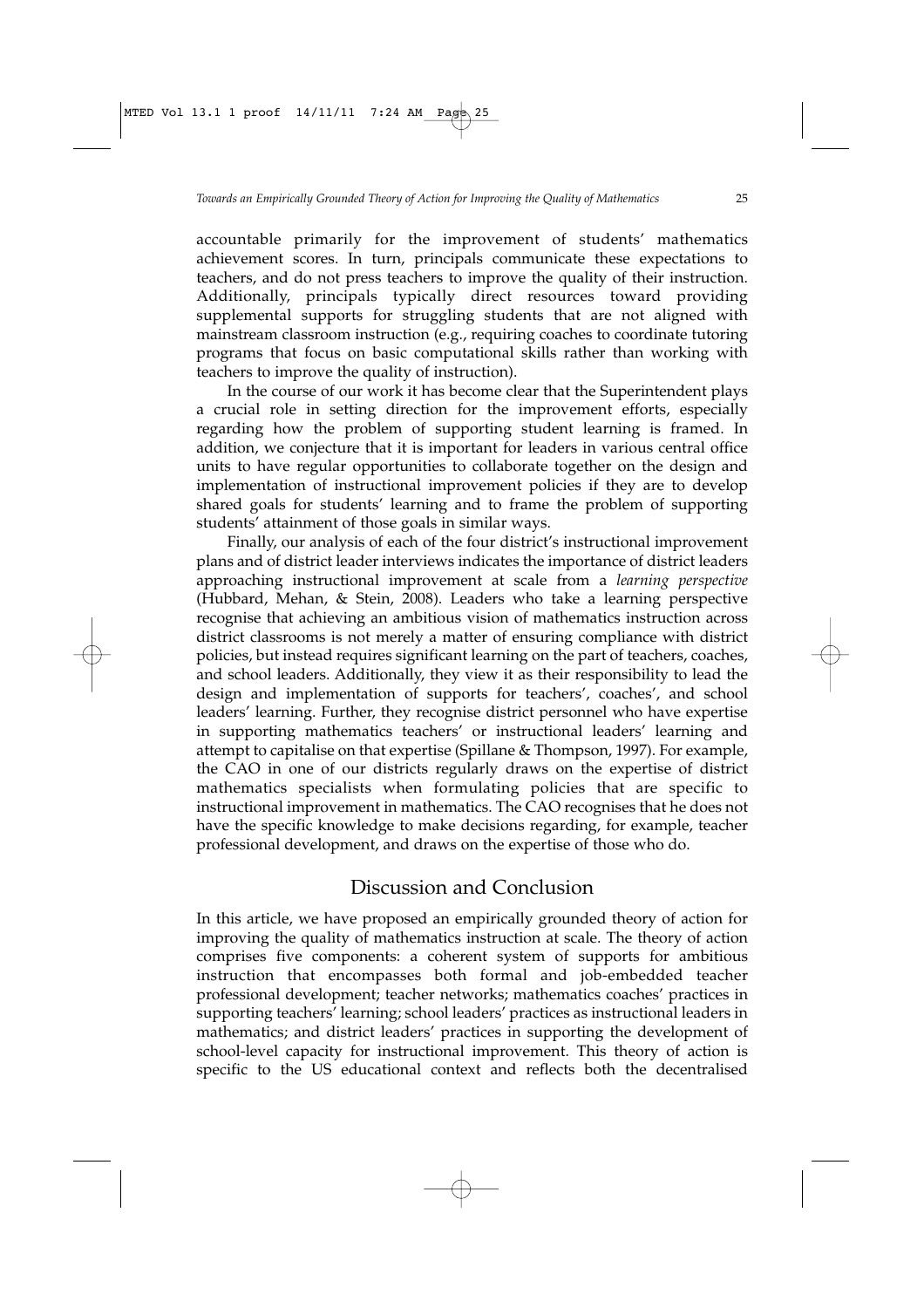accountable primarily for the improvement of students' mathematics achievement scores. In turn, principals communicate these expectations to teachers, and do not press teachers to improve the quality of their instruction. Additionally, principals typically direct resources toward providing supplemental supports for struggling students that are not aligned with mainstream classroom instruction (e.g., requiring coaches to coordinate tutoring programs that focus on basic computational skills rather than working with teachers to improve the quality of instruction).

In the course of our work it has become clear that the Superintendent plays a crucial role in setting direction for the improvement efforts, especially regarding how the problem of supporting student learning is framed. In addition, we conjecture that it is important for leaders in various central office units to have regular opportunities to collaborate together on the design and implementation of instructional improvement policies if they are to develop shared goals for students' learning and to frame the problem of supporting students' attainment of those goals in similar ways.

Finally, our analysis of each of the four district's instructional improvement plans and of district leader interviews indicates the importance of district leaders approaching instructional improvement at scale from a *learning perspective* (Hubbard, Mehan, & Stein, 2008). Leaders who take a learning perspective recognise that achieving an ambitious vision of mathematics instruction across district classrooms is not merely a matter of ensuring compliance with district policies, but instead requires significant learning on the part of teachers, coaches, and school leaders. Additionally, they view it as their responsibility to lead the design and implementation of supports for teachers', coaches', and school leaders' learning. Further, they recognise district personnel who have expertise in supporting mathematics teachers' or instructional leaders' learning and attempt to capitalise on that expertise (Spillane & Thompson, 1997). For example, the CAO in one of our districts regularly draws on the expertise of district mathematics specialists when formulating policies that are specific to instructional improvement in mathematics. The CAO recognises that he does not have the specific knowledge to make decisions regarding, for example, teacher professional development, and draws on the expertise of those who do.

## Discussion and Conclusion

In this article, we have proposed an empirically grounded theory of action for improving the quality of mathematics instruction at scale. The theory of action comprises five components: a coherent system of supports for ambitious instruction that encompasses both formal and job-embedded teacher professional development; teacher networks; mathematics coaches' practices in supporting teachers' learning; school leaders' practices as instructional leaders in mathematics; and district leaders' practices in supporting the development of school-level capacity for instructional improvement. This theory of action is specific to the US educational context and reflects both the decentralised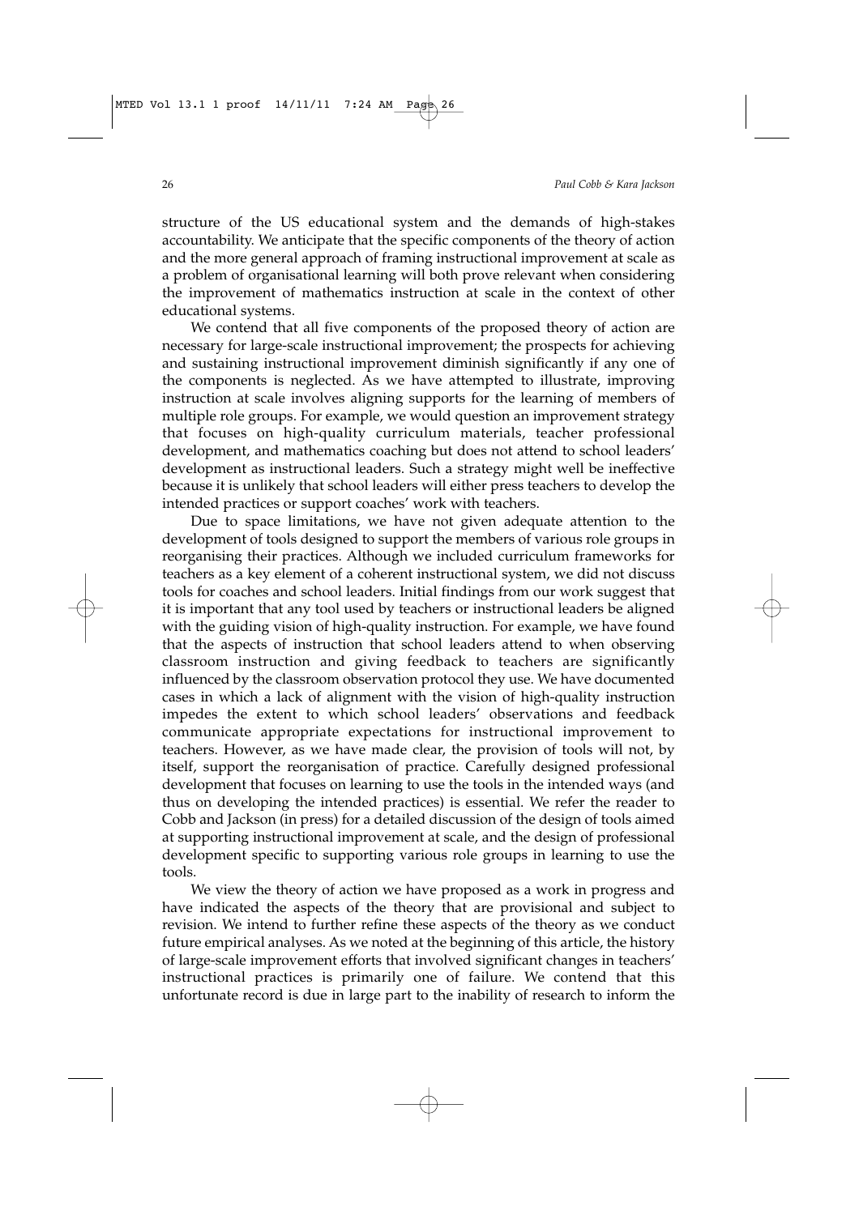structure of the US educational system and the demands of high-stakes accountability. We anticipate that the specific components of the theory of action and the more general approach of framing instructional improvement at scale as a problem of organisational learning will both prove relevant when considering the improvement of mathematics instruction at scale in the context of other educational systems.

We contend that all five components of the proposed theory of action are necessary for large-scale instructional improvement; the prospects for achieving and sustaining instructional improvement diminish significantly if any one of the components is neglected. As we have attempted to illustrate, improving instruction at scale involves aligning supports for the learning of members of multiple role groups. For example, we would question an improvement strategy that focuses on high-quality curriculum materials, teacher professional development, and mathematics coaching but does not attend to school leaders' development as instructional leaders. Such a strategy might well be ineffective because it is unlikely that school leaders will either press teachers to develop the intended practices or support coaches' work with teachers.

Due to space limitations, we have not given adequate attention to the development of tools designed to support the members of various role groups in reorganising their practices. Although we included curriculum frameworks for teachers as a key element of a coherent instructional system, we did not discuss tools for coaches and school leaders. Initial findings from our work suggest that it is important that any tool used by teachers or instructional leaders be aligned with the guiding vision of high-quality instruction. For example, we have found that the aspects of instruction that school leaders attend to when observing classroom instruction and giving feedback to teachers are significantly influenced by the classroom observation protocol they use. We have documented cases in which a lack of alignment with the vision of high-quality instruction impedes the extent to which school leaders' observations and feedback communicate appropriate expectations for instructional improvement to teachers. However, as we have made clear, the provision of tools will not, by itself, support the reorganisation of practice. Carefully designed professional development that focuses on learning to use the tools in the intended ways (and thus on developing the intended practices) is essential. We refer the reader to Cobb and Jackson (in press) for a detailed discussion of the design of tools aimed at supporting instructional improvement at scale, and the design of professional development specific to supporting various role groups in learning to use the tools.

We view the theory of action we have proposed as a work in progress and have indicated the aspects of the theory that are provisional and subject to revision. We intend to further refine these aspects of the theory as we conduct future empirical analyses. As we noted at the beginning of this article, the history of large-scale improvement efforts that involved significant changes in teachers' instructional practices is primarily one of failure. We contend that this unfortunate record is due in large part to the inability of research to inform the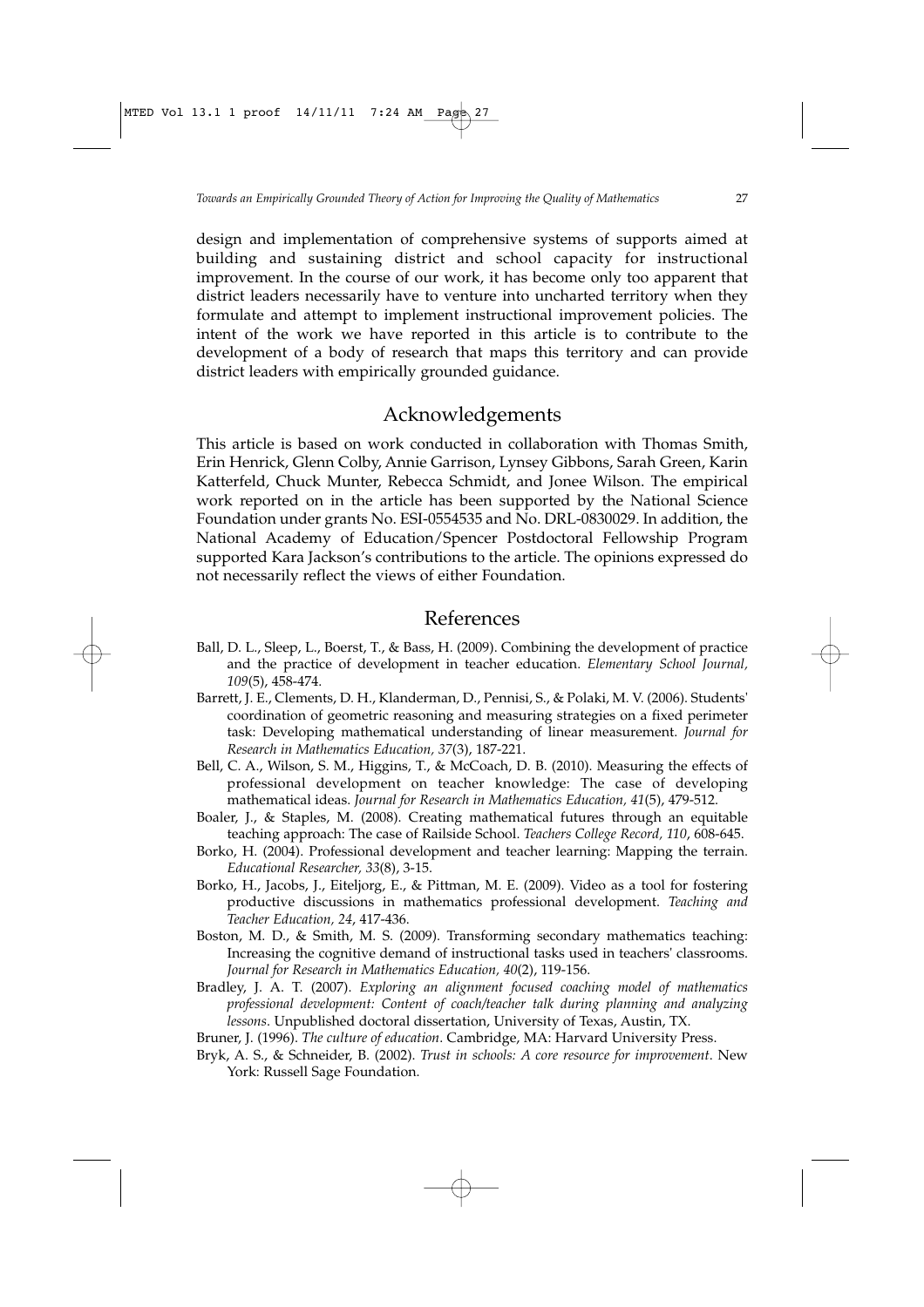design and implementation of comprehensive systems of supports aimed at building and sustaining district and school capacity for instructional improvement. In the course of our work, it has become only too apparent that district leaders necessarily have to venture into uncharted territory when they formulate and attempt to implement instructional improvement policies. The intent of the work we have reported in this article is to contribute to the development of a body of research that maps this territory and can provide district leaders with empirically grounded guidance.

## Acknowledgements

This article is based on work conducted in collaboration with Thomas Smith, Erin Henrick, Glenn Colby, Annie Garrison, Lynsey Gibbons, Sarah Green, Karin Katterfeld, Chuck Munter, Rebecca Schmidt, and Jonee Wilson. The empirical work reported on in the article has been supported by the National Science Foundation under grants No. ESI-0554535 and No. DRL-0830029. In addition, the National Academy of Education/Spencer Postdoctoral Fellowship Program supported Kara Jackson's contributions to the article. The opinions expressed do not necessarily reflect the views of either Foundation.

## References

Ball, D. L., Sleep, L., Boerst, T., & Bass, H. (2009). Combining the development of practice and the practice of development in teacher education. *Elementary School Journal, 109*(5), 458-474.

Barrett, J. E., Clements, D. H., Klanderman, D., Pennisi, S., & Polaki, M. V. (2006). Students' coordination of geometric reasoning and measuring strategies on a fixed perimeter task: Developing mathematical understanding of linear measurement. *Journal for Research in Mathematics Education, 37*(3), 187-221.

Bell, C. A., Wilson, S. M., Higgins, T., & McCoach, D. B. (2010). Measuring the effects of professional development on teacher knowledge: The case of developing mathematical ideas. *Journal for Research in Mathematics Education, 41*(5), 479-512.

Boaler, J., & Staples, M. (2008). Creating mathematical futures through an equitable teaching approach: The case of Railside School. *Teachers College Record, 110*, 608-645.

Borko, H. (2004). Professional development and teacher learning: Mapping the terrain. *Educational Researcher, 33*(8), 3-15.

Borko, H., Jacobs, J., Eiteljorg, E., & Pittman, M. E. (2009). Video as a tool for fostering productive discussions in mathematics professional development. *Teaching and Teacher Education, 24*, 417-436.

Boston, M. D., & Smith, M. S. (2009). Transforming secondary mathematics teaching: Increasing the cognitive demand of instructional tasks used in teachers' classrooms. *Journal for Research in Mathematics Education, 40*(2), 119-156.

Bradley, J. A. T. (2007). *Exploring an alignment focused coaching model of mathematics professional development: Content of coach/teacher talk during planning and analyzing lessons*. Unpublished doctoral dissertation, University of Texas, Austin, TX.

Bruner, J. (1996). *The culture of education*. Cambridge, MA: Harvard University Press.

Bryk, A. S., & Schneider, B. (2002). *Trust in schools: A core resource for improvement*. New York: Russell Sage Foundation.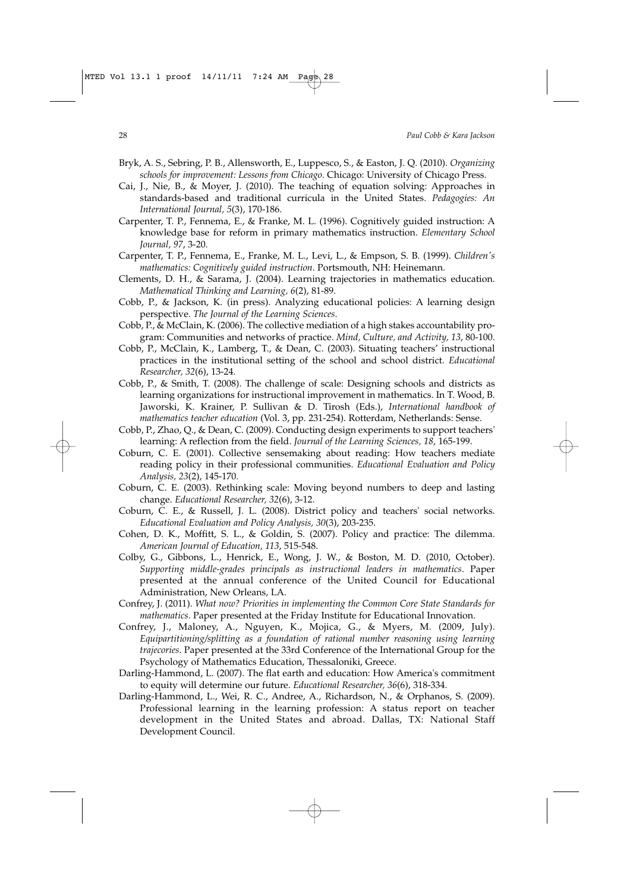Bryk, A. S., Sebring, P. B., Allensworth, E., Luppesco, S., & Easton, J. Q. (2010). *Organizing schools for improvement: Lessons from Chicago*. Chicago: University of Chicago Press.

Cai, J., Nie, B., & Moyer, J. (2010). The teaching of equation solving: Approaches in standards-based and traditional curricula in the United States. *Pedagogies: An International Journal, 5*(3), 170-186.

Carpenter, T. P., Fennema, E., & Franke, M. L. (1996). Cognitively guided instruction: A knowledge base for reform in primary mathematics instruction. *Elementary School Journal, 97*, 3-20.

Carpenter, T. P., Fennema, E., Franke, M. L., Levi, L., & Empson, S. B. (1999). *Children's mathematics: Cognitively guided instruction*. Portsmouth, NH: Heinemann.

Clements, D. H., & Sarama, J. (2004). Learning trajectories in mathematics education. *Mathematical Thinking and Learning, 6*(2), 81-89.

Cobb, P., & Jackson, K. (in press). Analyzing educational policies: A learning design perspective. *The Journal of the Learning Sciences*.

Cobb, P., & McClain, K. (2006). The collective mediation of a high stakes accountability program: Communities and networks of practice. *Mind, Culture, and Activity, 13*, 80-100.

Cobb, P., McClain, K., Lamberg, T., & Dean, C. (2003). Situating teachers' instructional practices in the institutional setting of the school and school district. *Educational Researcher, 32*(6), 13-24.

Cobb, P., & Smith, T. (2008). The challenge of scale: Designing schools and districts as learning organizations for instructional improvement in mathematics. In T. Wood, B. Jaworski, K. Krainer, P. Sullivan & D. Tirosh (Eds.), *International handbook of mathematics teacher education* (Vol. 3, pp. 231-254). Rotterdam, Netherlands: Sense.

Cobb, P., Zhao, Q., & Dean, C. (2009). Conducting design experiments to support teachers' learning: A reflection from the field. *Journal of the Learning Sciences, 18*, 165-199.

Coburn, C. E. (2001). Collective sensemaking about reading: How teachers mediate reading policy in their professional communities. *Educational Evaluation and Policy Analysis, 23*(2), 145-170.

Coburn, C. E. (2003). Rethinking scale: Moving beyond numbers to deep and lasting change. *Educational Researcher, 32*(6), 3-12.

Coburn, C. E., & Russell, J. L. (2008). District policy and teachers' social networks. *Educational Evaluation and Policy Analysis, 30*(3), 203-235.

Cohen, D. K., Moffitt, S. L., & Goldin, S. (2007). Policy and practice: The dilemma. *American Journal of Education, 113*, 515-548.

Colby, G., Gibbons, L., Henrick, E., Wong, J. W., & Boston, M. D. (2010, October). *Supporting middle-grades principals as instructional leaders in mathematics*. Paper presented at the annual conference of the United Council for Educational Administration, New Orleans, LA.

Confrey, J. (2011). *What now? Priorities in implementing the Common Core State Standards for mathematics*. Paper presented at the Friday Institute for Educational Innovation.

Confrey, J., Maloney, A., Nguyen, K., Mojica, G., & Myers, M. (2009, July). *Equipartitioning/splitting as a foundation of rational number reasoning using learning trajecories.* Paper presented at the 33rd Conference of the International Group for the Psychology of Mathematics Education, Thessaloniki, Greece.

Darling-Hammond, L. (2007). The flat earth and education: How America's commitment to equity will determine our future. *Educational Researcher, 36*(6), 318-334.

Darling-Hammond, L., Wei, R. C., Andree, A., Richardson, N., & Orphanos, S. (2009). Professional learning in the learning profession: A status report on teacher development in the United States and abroad. Dallas, TX: National Staff Development Council.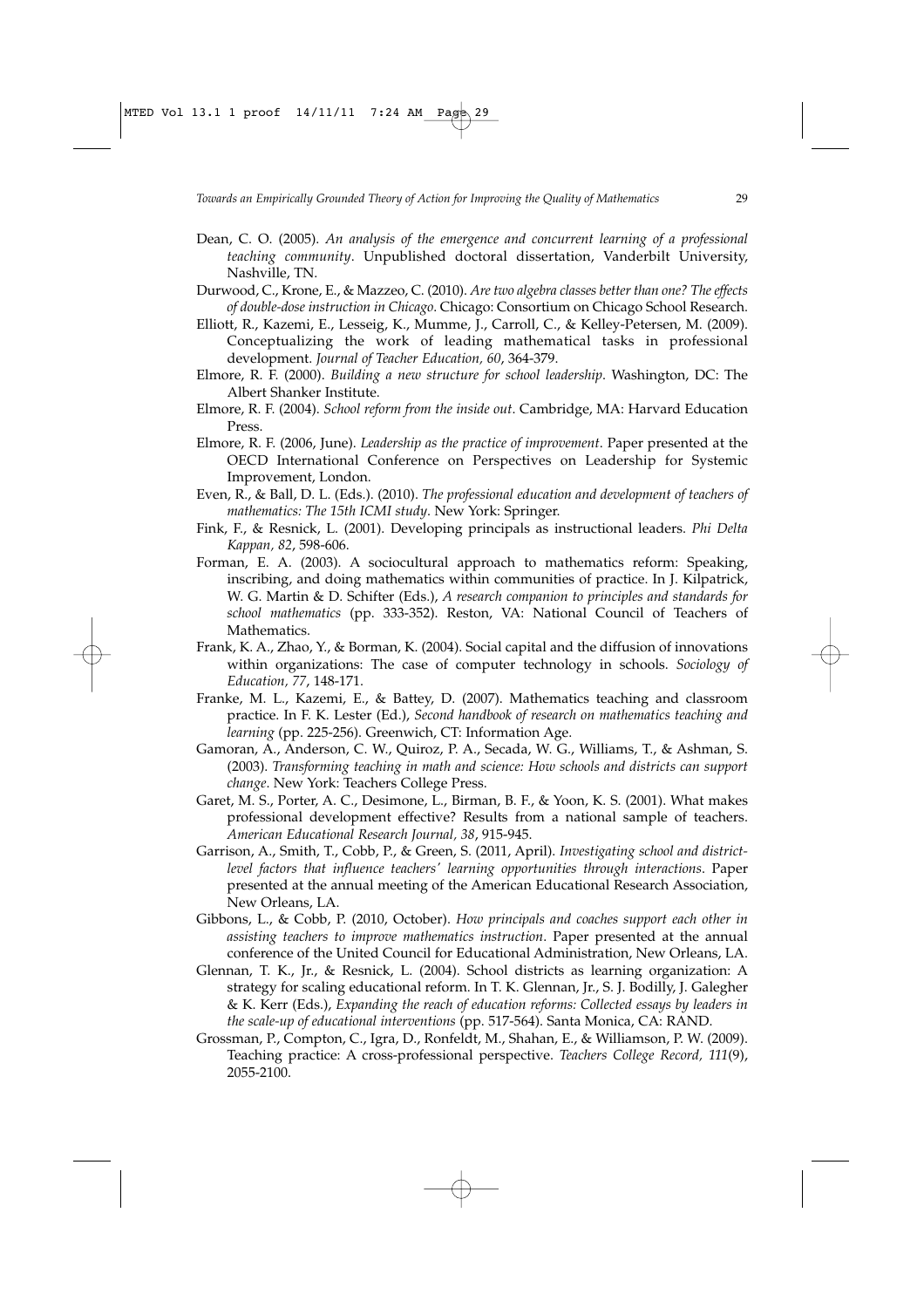Dean, C. O. (2005). *An analysis of the emergence and concurrent learning of a professional teaching community*. Unpublished doctoral dissertation, Vanderbilt University, Nashville, TN.

Durwood, C., Krone, E., & Mazzeo, C. (2010). *Are two algebra classes better than one? The effects of double-dose instruction in Chicago*. Chicago: Consortium on Chicago School Research.

Elliott, R., Kazemi, E., Lesseig, K., Mumme, J., Carroll, C., & Kelley-Petersen, M. (2009). Conceptualizing the work of leading mathematical tasks in professional development. *Journal of Teacher Education, 60*, 364-379.

Elmore, R. F. (2000). *Building a new structure for school leadership*. Washington, DC: The Albert Shanker Institute.

Elmore, R. F. (2004). *School reform from the inside out*. Cambridge, MA: Harvard Education Press.

Elmore, R. F. (2006, June). *Leadership as the practice of improvement*. Paper presented at the OECD International Conference on Perspectives on Leadership for Systemic Improvement, London.

Even, R., & Ball, D. L. (Eds.). (2010). *The professional education and development of teachers of mathematics: The 15th ICMI study*. New York: Springer.

Fink, F., & Resnick, L. (2001). Developing principals as instructional leaders. *Phi Delta Kappan, 82*, 598-606.

Forman, E. A. (2003). A sociocultural approach to mathematics reform: Speaking, inscribing, and doing mathematics within communities of practice. In J. Kilpatrick, W. G. Martin & D. Schifter (Eds.), *A research companion to principles and standards for school mathematics* (pp. 333-352). Reston, VA: National Council of Teachers of Mathematics.

Frank, K. A., Zhao, Y., & Borman, K. (2004). Social capital and the diffusion of innovations within organizations: The case of computer technology in schools. *Sociology of Education, 77*, 148-171.

Franke, M. L., Kazemi, E., & Battey, D. (2007). Mathematics teaching and classroom practice. In F. K. Lester (Ed.), *Second handbook of research on mathematics teaching and learning* (pp. 225-256). Greenwich, CT: Information Age.

Gamoran, A., Anderson, C. W., Quiroz, P. A., Secada, W. G., Williams, T., & Ashman, S. (2003). *Transforming teaching in math and science: How schools and districts can support change*. New York: Teachers College Press.

Garet, M. S., Porter, A. C., Desimone, L., Birman, B. F., & Yoon, K. S. (2001). What makes professional development effective? Results from a national sample of teachers. *American Educational Research Journal, 38*, 915-945.

Garrison, A., Smith, T., Cobb, P., & Green, S. (2011, April). *Investigating school and district-level factors that influence teachers' learning opportunities through interactions*. Paper presented at the annual meeting of the American Educational Research Association, New Orleans, LA.

Gibbons, L., & Cobb, P. (2010, October). *How principals and coaches support each other in assisting teachers to improve mathematics instruction*. Paper presented at the annual conference of the United Council for Educational Administration, New Orleans, LA.

Glennan, T. K., Jr., & Resnick, L. (2004). School districts as learning organization: A strategy for scaling educational reform. In T. K. Glennan, Jr., S. J. Bodilly, J. Galegher & K. Kerr (Eds.), *Expanding the reach of education reforms: Collected essays by leaders in the scale-up of educational interventions* (pp. 517-564). Santa Monica, CA: RAND.

Grossman, P., Compton, C., Igra, D., Ronfeldt, M., Shahan, E., & Williamson, P. W. (2009). Teaching practice: A cross-professional perspective. *Teachers College Record, 111*(9), 2055-2100.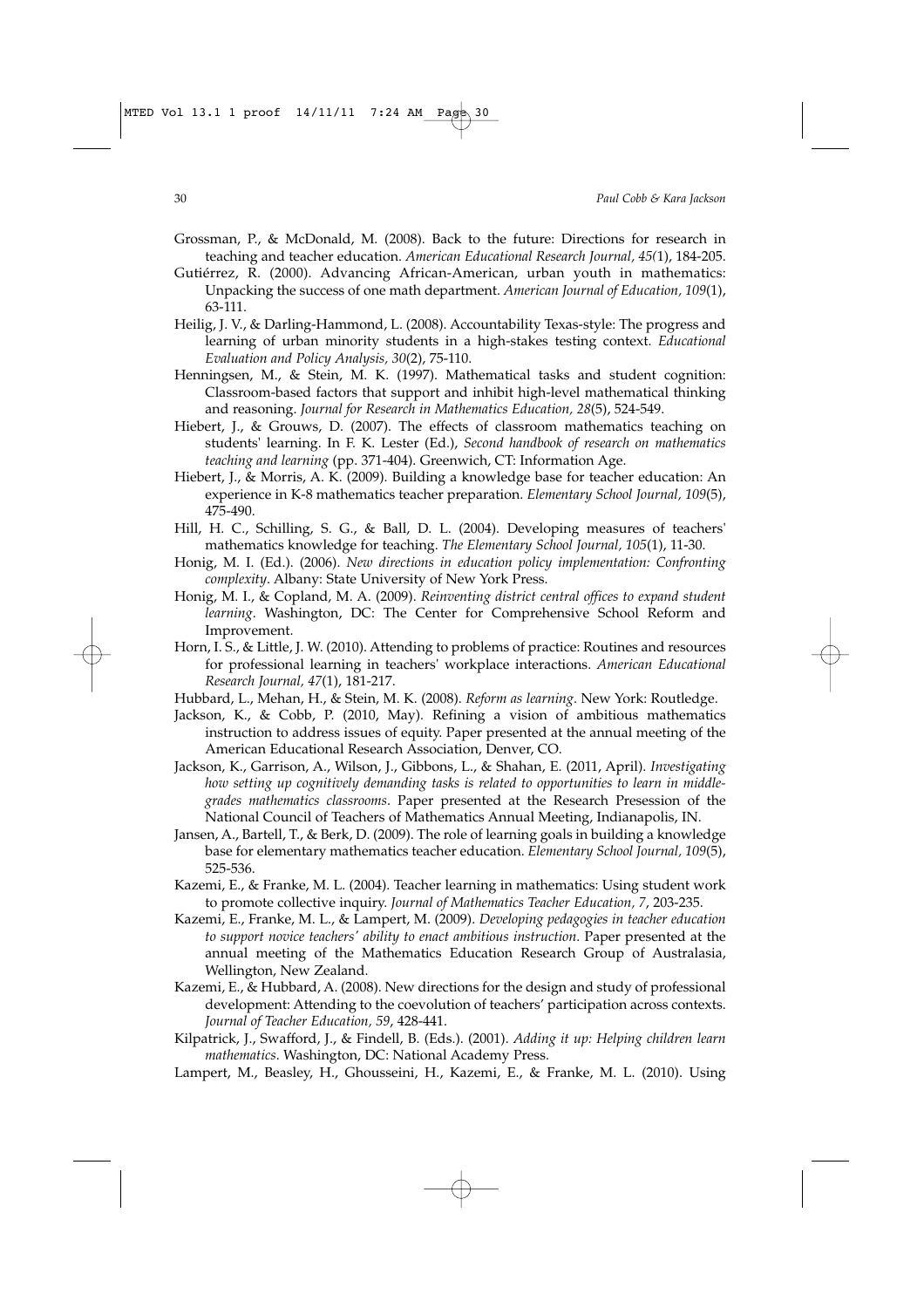Grossman, P., & McDonald, M. (2008). Back to the future: Directions for research in teaching and teacher education. *American Educational Research Journal, 45(*1), 184-205.

Gutiérrez, R. (2000). Advancing African-American, urban youth in mathematics: Unpacking the success of one math department. *American Journal of Education, 109*(1), 63-111.

Heilig, J. V., & Darling-Hammond, L. (2008). Accountability Texas-style: The progress and learning of urban minority students in a high-stakes testing context. *Educational Evaluation and Policy Analysis, 30*(2), 75-110.

Henningsen, M., & Stein, M. K. (1997). Mathematical tasks and student cognition: Classroom-based factors that support and inhibit high-level mathematical thinking and reasoning. *Journal for Research in Mathematics Education, 28*(5), 524-549.

Hiebert, J., & Grouws, D. (2007). The effects of classroom mathematics teaching on students' learning. In F. K. Lester (Ed.), *Second handbook of research on mathematics teaching and learning* (pp. 371-404). Greenwich, CT: Information Age.

Hiebert, J., & Morris, A. K. (2009). Building a knowledge base for teacher education: An experience in K-8 mathematics teacher preparation. *Elementary School Journal, 109*(5), 475-490.

Hill, H. C., Schilling, S. G., & Ball, D. L. (2004). Developing measures of teachers' mathematics knowledge for teaching. *The Elementary School Journal, 105*(1), 11-30.

Honig, M. I. (Ed.). (2006). *New directions in education policy implementation: Confronting complexity*. Albany: State University of New York Press.

Honig, M. I., & Copland, M. A. (2009). *Reinventing district central offices to expand student learning*. Washington, DC: The Center for Comprehensive School Reform and Improvement.

Horn, I. S., & Little, J. W. (2010). Attending to problems of practice: Routines and resources for professional learning in teachers' workplace interactions. *American Educational Research Journal, 47*(1), 181-217.

Hubbard, L., Mehan, H., & Stein, M. K. (2008). *Reform as learning*. New York: Routledge.

Jackson, K., & Cobb, P. (2010, May). Refining a vision of ambitious mathematics instruction to address issues of equity. Paper presented at the annual meeting of the American Educational Research Association, Denver, CO.

Jackson, K., Garrison, A., Wilson, J., Gibbons, L., & Shahan, E. (2011, April). *Investigating how setting up cognitively demanding tasks is related to opportunities to learn in middle-grades mathematics classrooms*. Paper presented at the Research Presession of the National Council of Teachers of Mathematics Annual Meeting, Indianapolis, IN.

Jansen, A., Bartell, T., & Berk, D. (2009). The role of learning goals in building a knowledge base for elementary mathematics teacher education. *Elementary School Journal, 109*(5), 525-536.

Kazemi, E., & Franke, M. L. (2004). Teacher learning in mathematics: Using student work to promote collective inquiry. *Journal of Mathematics Teacher Education, 7*, 203-235.

Kazemi, E., Franke, M. L., & Lampert, M. (2009). *Developing pedagogies in teacher education to support novice teachers' ability to enact ambitious instruction*. Paper presented at the annual meeting of the Mathematics Education Research Group of Australasia, Wellington, New Zealand.

Kazemi, E., & Hubbard, A. (2008). New directions for the design and study of professional development: Attending to the coevolution of teachers' participation across contexts. *Journal of Teacher Education, 59*, 428-441.

Kilpatrick, J., Swafford, J., & Findell, B. (Eds.). (2001). *Adding it up: Helping children learn mathematics*. Washington, DC: National Academy Press.

Lampert, M., Beasley, H., Ghousseini, H., Kazemi, E., & Franke, M. L. (2010). Using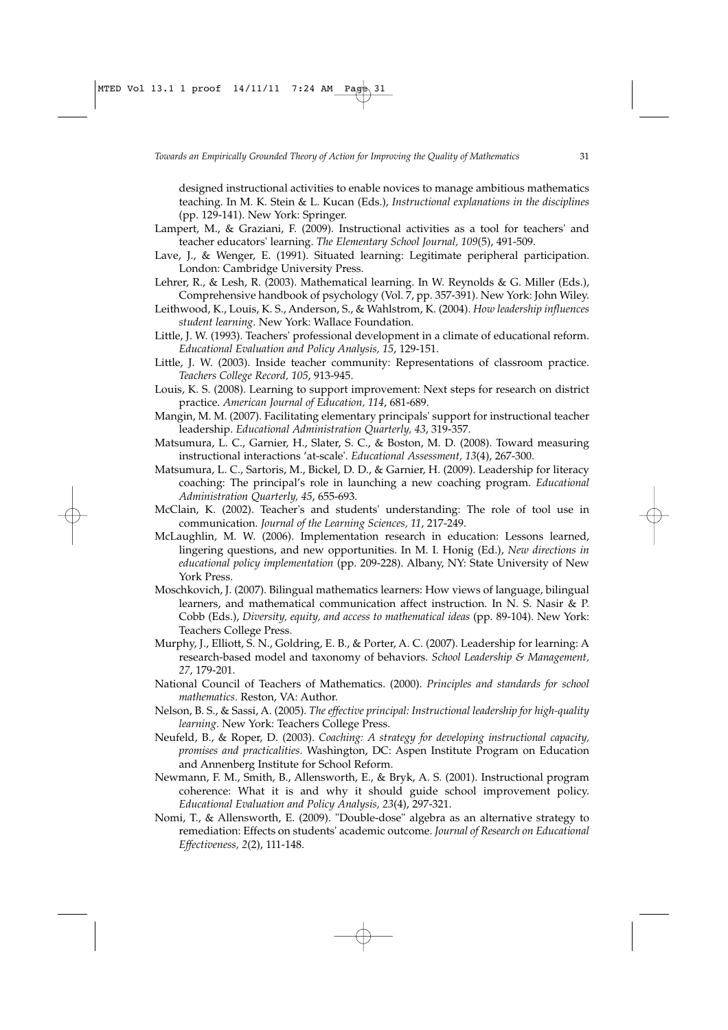designed instructional activities to enable novices to manage ambitious mathematics teaching. In M. K. Stein & L. Kucan (Eds.), *Instructional explanations in the disciplines* (pp. 129-141). New York: Springer.

Lampert, M., & Graziani, F. (2009). Instructional activities as a tool for teachers' and teacher educators' learning. *The Elementary School Journal, 109*(5), 491-509.

Lave, J., & Wenger, E. (1991). Situated learning: Legitimate peripheral participation. London: Cambridge University Press.

Lehrer, R., & Lesh, R. (2003). Mathematical learning. In W. Reynolds & G. Miller (Eds.), Comprehensive handbook of psychology (Vol. 7, pp. 357-391). New York: John Wiley.

Leithwood, K., Louis, K. S., Anderson, S., & Wahlstrom, K. (2004). *How leadership influences student learning*. New York: Wallace Foundation.

Little, J. W. (1993). Teachers' professional development in a climate of educational reform. *Educational Evaluation and Policy Analysis, 15*, 129-151.

Little, J. W. (2003). Inside teacher community: Representations of classroom practice. *Teachers College Record, 105*, 913-945.

Louis, K. S. (2008). Learning to support improvement: Next steps for research on district practice. *American Journal of Education, 114*, 681-689.

Mangin, M. M. (2007). Facilitating elementary principals' support for instructional teacher leadership. *Educational Administration Quarterly, 43*, 319-357.

Matsumura, L. C., Garnier, H., Slater, S. C., & Boston, M. D. (2008). Toward measuring instructional interactions 'at-scale'. *Educational Assessment, 13*(4), 267-300.

Matsumura, L. C., Sartoris, M., Bickel, D. D., & Garnier, H. (2009). Leadership for literacy coaching: The principal's role in launching a new coaching program. *Educational Administration Quarterly, 45*, 655-693.

McClain, K. (2002). Teacher's and students' understanding: The role of tool use in communication. *Journal of the Learning Sciences, 11*, 217-249.

McLaughlin, M. W. (2006). Implementation research in education: Lessons learned, lingering questions, and new opportunities. In M. I. Honig (Ed.), *New directions in educational policy implementation* (pp. 209-228). Albany, NY: State University of New York Press.

Moschkovich, J. (2007). Bilingual mathematics learners: How views of language, bilingual learners, and mathematical communication affect instruction. In N. S. Nasir & P. Cobb (Eds.), *Diversity, equity, and access to mathematical ideas* (pp. 89-104). New York: Teachers College Press.

Murphy, J., Elliott, S. N., Goldring, E. B., & Porter, A. C. (2007). Leadership for learning: A research-based model and taxonomy of behaviors. *School Leadership & Management, 27*, 179-201.

National Council of Teachers of Mathematics. (2000). *Principles and standards for school mathematics*. Reston, VA: Author.

Nelson, B. S., & Sassi, A. (2005). *The effective principal: Instructional leadership for high-quality learning*. New York: Teachers College Press.

Neufeld, B., & Roper, D. (2003). *Coaching: A strategy for developing instructional capacity, promises and practicalities*. Washington, DC: Aspen Institute Program on Education and Annenberg Institute for School Reform.

Newmann, F. M., Smith, B., Allensworth, E., & Bryk, A. S. (2001). Instructional program coherence: What it is and why it should guide school improvement policy. *Educational Evaluation and Policy Analysis, 23*(4), 297-321.

Nomi, T., & Allensworth, E. (2009). "Double-dose" algebra as an alternative strategy to remediation: Effects on students' academic outcome. *Journal of Research on Educational Effectiveness, 2*(2), 111-148.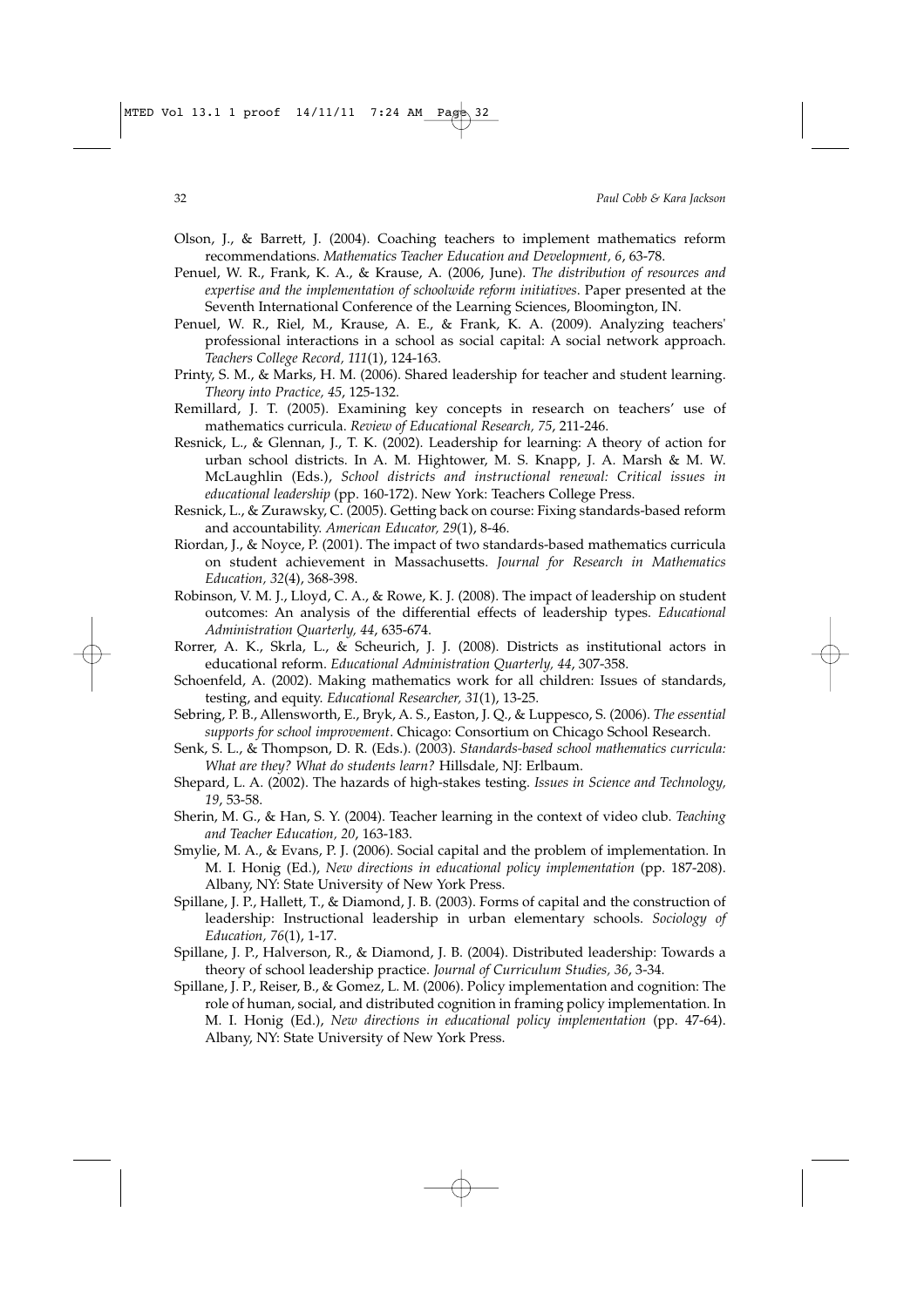Olson, J., & Barrett, J. (2004). Coaching teachers to implement mathematics reform recommendations. *Mathematics Teacher Education and Development, 6*, 63-78.

Penuel, W. R., Frank, K. A., & Krause, A. (2006, June). *The distribution of resources and expertise and the implementation of schoolwide reform initiatives*. Paper presented at the Seventh International Conference of the Learning Sciences, Bloomington, IN.

Penuel, W. R., Riel, M., Krause, A. E., & Frank, K. A. (2009). Analyzing teachers' professional interactions in a school as social capital: A social network approach. *Teachers College Record, 111*(1), 124-163.

Printy, S. M., & Marks, H. M. (2006). Shared leadership for teacher and student learning. *Theory into Practice, 45*, 125-132.

Remillard, J. T. (2005). Examining key concepts in research on teachers' use of mathematics curricula. *Review of Educational Research, 75*, 211-246.

Resnick, L., & Glennan, J., T. K. (2002). Leadership for learning: A theory of action for urban school districts. In A. M. Hightower, M. S. Knapp, J. A. Marsh & M. W. McLaughlin (Eds.), *School districts and instructional renewal: Critical issues in educational leadership* (pp. 160-172). New York: Teachers College Press.

Resnick, L., & Zurawsky, C. (2005). Getting back on course: Fixing standards-based reform and accountability. *American Educator, 29*(1), 8-46.

Riordan, J., & Noyce, P. (2001). The impact of two standards-based mathematics curricula on student achievement in Massachusetts. *Journal for Research in Mathematics Education, 32*(4), 368-398.

Robinson, V. M. J., Lloyd, C. A., & Rowe, K. J. (2008). The impact of leadership on student outcomes: An analysis of the differential effects of leadership types. *Educational Administration Quarterly, 44*, 635-674.

Rorrer, A. K., Skrla, L., & Scheurich, J. J. (2008). Districts as institutional actors in educational reform. *Educational Administration Quarterly, 44*, 307-358.

Schoenfeld, A. (2002). Making mathematics work for all children: Issues of standards, testing, and equity. *Educational Researcher, 31*(1), 13-25.

Sebring, P. B., Allensworth, E., Bryk, A. S., Easton, J. Q., & Luppesco, S. (2006). *The essential supports for school improvement*. Chicago: Consortium on Chicago School Research.

Senk, S. L., & Thompson, D. R. (Eds.). (2003). *Standards-based school mathematics curricula: What are they? What do students learn?* Hillsdale, NJ: Erlbaum.

Shepard, L. A. (2002). The hazards of high-stakes testing. *Issues in Science and Technology, 19*, 53-58.

Sherin, M. G., & Han, S. Y. (2004). Teacher learning in the context of video club. *Teaching and Teacher Education, 20*, 163-183.

Smylie, M. A., & Evans, P. J. (2006). Social capital and the problem of implementation. In M. I. Honig (Ed.), *New directions in educational policy implementation* (pp. 187-208). Albany, NY: State University of New York Press.

Spillane, J. P., Hallett, T., & Diamond, J. B. (2003). Forms of capital and the construction of leadership: Instructional leadership in urban elementary schools. *Sociology of Education, 76*(1), 1-17.

Spillane, J. P., Halverson, R., & Diamond, J. B. (2004). Distributed leadership: Towards a theory of school leadership practice. *Journal of Curriculum Studies, 36*, 3-34.

Spillane, J. P., Reiser, B., & Gomez, L. M. (2006). Policy implementation and cognition: The role of human, social, and distributed cognition in framing policy implementation. In M. I. Honig (Ed.), *New directions in educational policy implementation* (pp. 47-64). Albany, NY: State University of New York Press.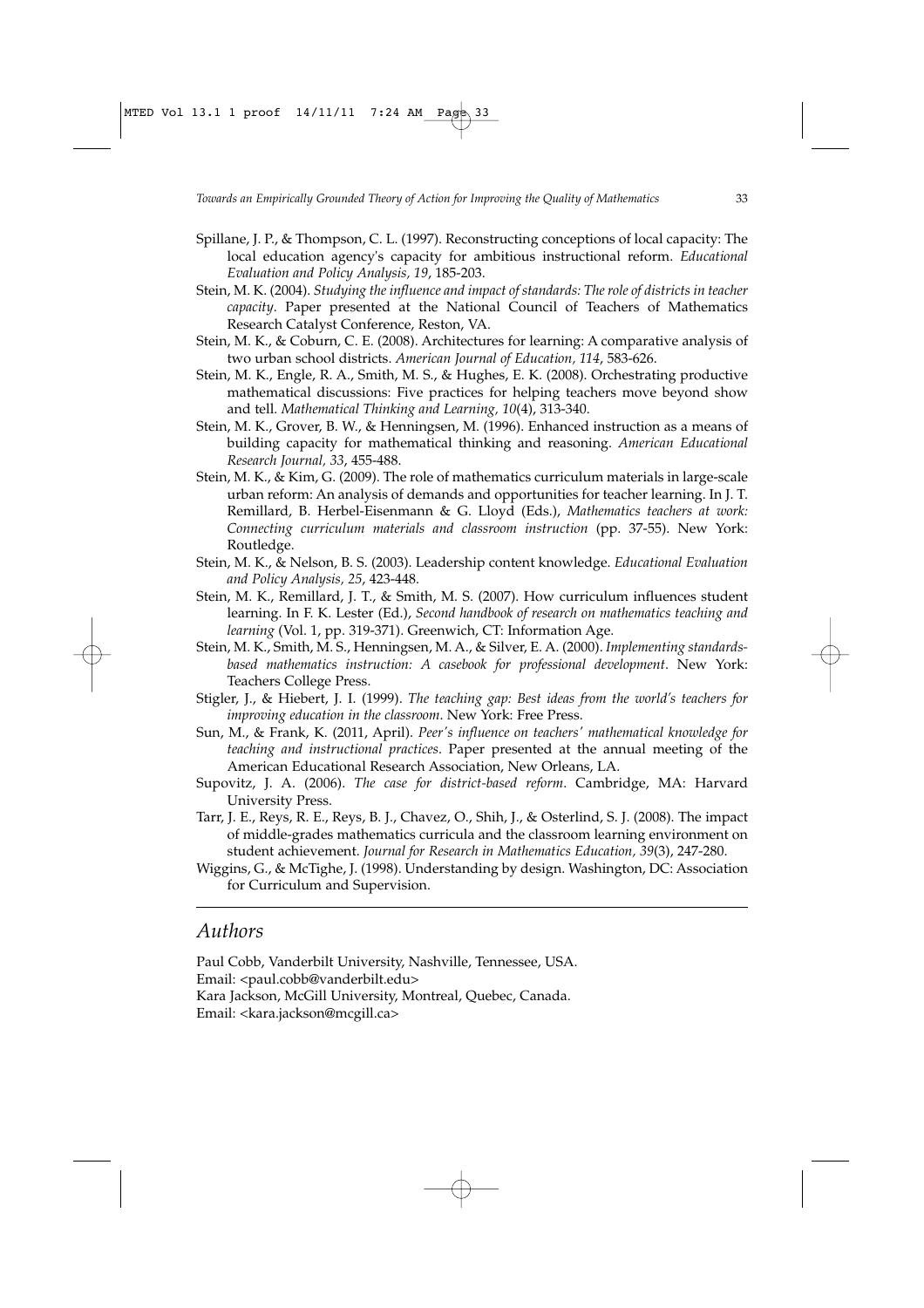Spillane, J. P., & Thompson, C. L. (1997). Reconstructing conceptions of local capacity: The local education agency's capacity for ambitious instructional reform. *Educational Evaluation and Policy Analysis, 19*, 185-203.

Stein, M. K. (2004). *Studying the influence and impact of standards: The role of districts in teacher capacity*. Paper presented at the National Council of Teachers of Mathematics Research Catalyst Conference, Reston, VA.

Stein, M. K., & Coburn, C. E. (2008). Architectures for learning: A comparative analysis of two urban school districts. *American Journal of Education, 114*, 583-626.

Stein, M. K., Engle, R. A., Smith, M. S., & Hughes, E. K. (2008). Orchestrating productive mathematical discussions: Five practices for helping teachers move beyond show and tell. *Mathematical Thinking and Learning, 10*(4), 313-340.

Stein, M. K., Grover, B. W., & Henningsen, M. (1996). Enhanced instruction as a means of building capacity for mathematical thinking and reasoning. *American Educational Research Journal, 33*, 455-488.

Stein, M. K., & Kim, G. (2009). The role of mathematics curriculum materials in large-scale urban reform: An analysis of demands and opportunities for teacher learning. In J. T. Remillard, B. Herbel-Eisenmann & G. Lloyd (Eds.), *Mathematics teachers at work: Connecting curriculum materials and classroom instruction* (pp. 37-55). New York: Routledge.

Stein, M. K., & Nelson, B. S. (2003). Leadership content knowledge. *Educational Evaluation and Policy Analysis, 25*, 423-448.

Stein, M. K., Remillard, J. T., & Smith, M. S. (2007). How curriculum influences student learning. In F. K. Lester (Ed.), *Second handbook of research on mathematics teaching and learning* (Vol. 1, pp. 319-371). Greenwich, CT: Information Age.

Stein, M. K., Smith, M. S., Henningsen, M. A., & Silver, E. A. (2000). *Implementing standards-based mathematics instruction: A casebook for professional development*. New York: Teachers College Press.

Stigler, J., & Hiebert, J. I. (1999). *The teaching gap: Best ideas from the world's teachers for improving education in the classroom*. New York: Free Press.

Sun, M., & Frank, K. (2011, April). *Peer's influence on teachers' mathematical knowledge for teaching and instructional practices*. Paper presented at the annual meeting of the American Educational Research Association, New Orleans, LA.

Supovitz, J. A. (2006). *The case for district-based reform*. Cambridge, MA: Harvard University Press.

Tarr, J. E., Reys, R. E., Reys, B. J., Chavez, O., Shih, J., & Osterlind, S. J. (2008). The impact of middle-grades mathematics curricula and the classroom learning environment on student achievement. *Journal for Research in Mathematics Education, 39*(3), 247-280.

Wiggins, G., & McTighe, J. (1998). Understanding by design. Washington, DC: Association for Curriculum and Supervision.

## *Authors*

Paul Cobb, Vanderbilt University, Nashville, Tennessee, USA.
Email: <paul.cobb@vanderbilt.edu>

Kara Jackson, McGill University, Montreal, Quebec, Canada.
Email: <kara.jackson@mcgill.ca>